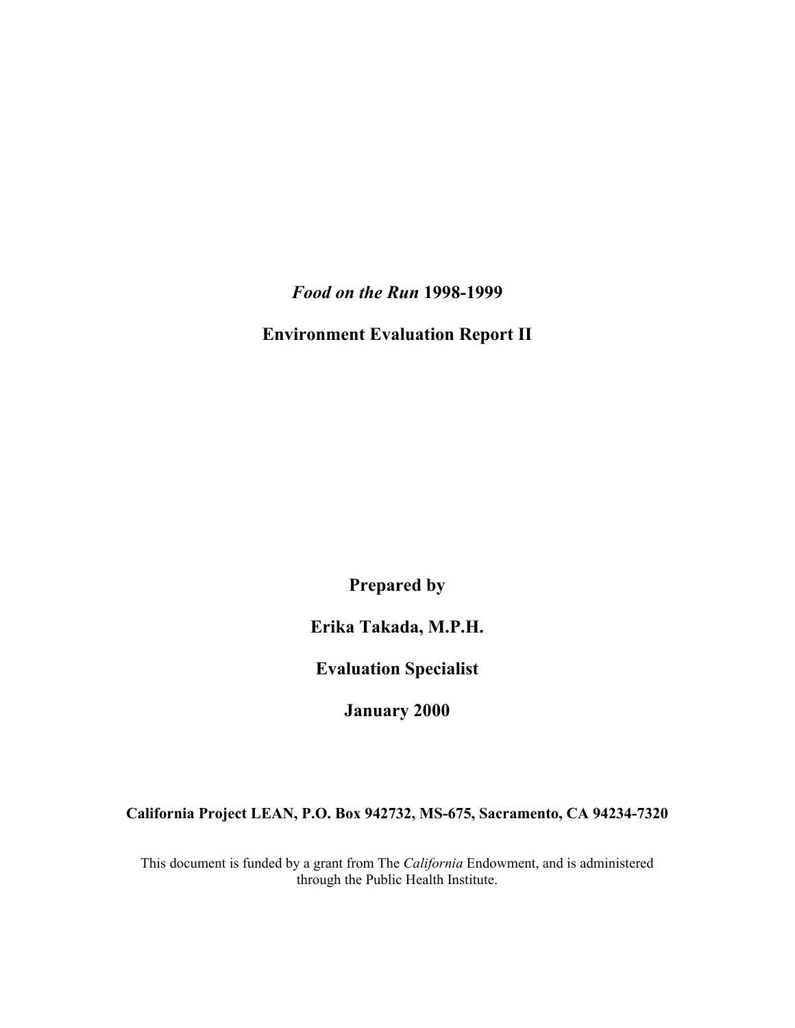# *Food on the Run* 1998-1999

## Environment Evaluation Report II

**Prepared by**

**Erika Takada, M.P.H.**

**Evaluation Specialist**

**January 2000**

**California Project LEAN, P.O. Box 942732, MS-675, Sacramento, CA 94234-7320**

This document is funded by a grant from The *California* Endowment, and is administered through the Public Health Institute.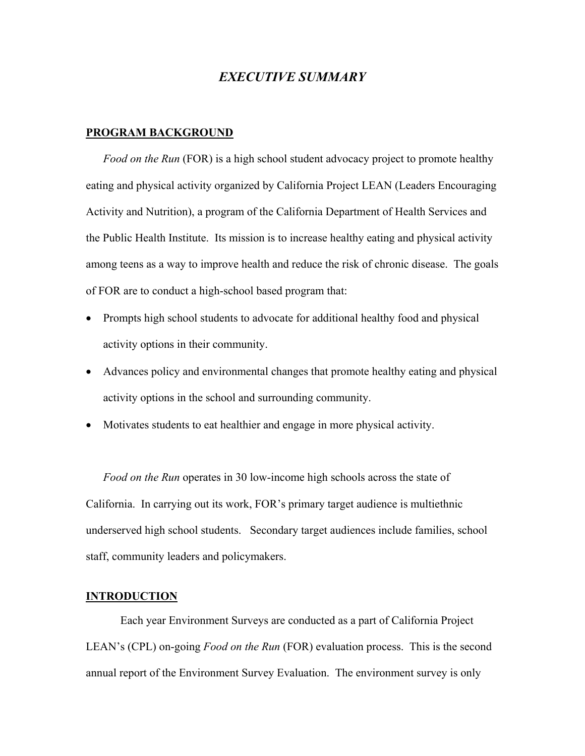# *EXECUTIVE SUMMARY*

## PROGRAM BACKGROUND

*Food on the Run* (FOR) is a high school student advocacy project to promote healthy eating and physical activity organized by California Project LEAN (Leaders Encouraging Activity and Nutrition), a program of the California Department of Health Services and the Public Health Institute. Its mission is to increase healthy eating and physical activity among teens as a way to improve health and reduce the risk of chronic disease. The goals of FOR are to conduct a high-school based program that:

- Prompts high school students to advocate for additional healthy food and physical activity options in their community.
- Advances policy and environmental changes that promote healthy eating and physical activity options in the school and surrounding community.
- Motivates students to eat healthier and engage in more physical activity.

*Food on the Run* operates in 30 low-income high schools across the state of California. In carrying out its work, FOR's primary target audience is multiethnic underserved high school students. Secondary target audiences include families, school staff, community leaders and policymakers.

## INTRODUCTION

Each year Environment Surveys are conducted as a part of California Project LEAN's (CPL) on-going *Food on the Run* (FOR) evaluation process. This is the second annual report of the Environment Survey Evaluation. The environment survey is only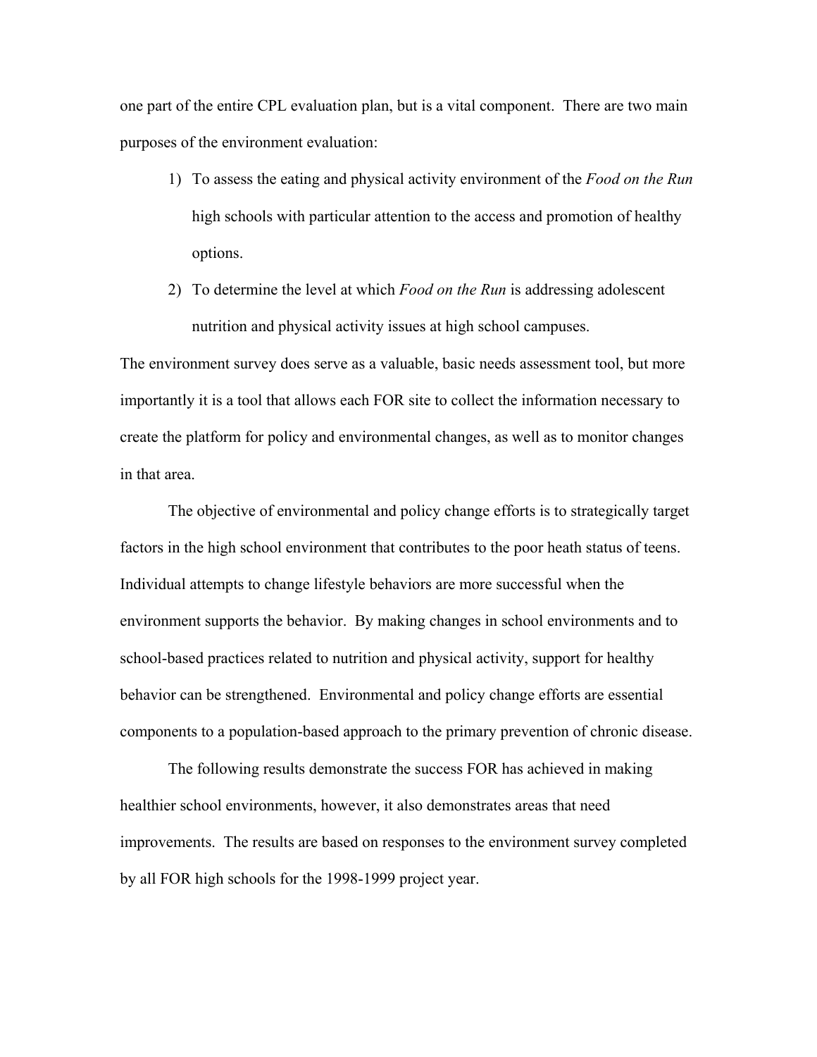one part of the entire CPL evaluation plan, but is a vital component. There are two main purposes of the environment evaluation:

1) To assess the eating and physical activity environment of the *Food on the Run* high schools with particular attention to the access and promotion of healthy options.
2) To determine the level at which *Food on the Run* is addressing adolescent nutrition and physical activity issues at high school campuses.

The environment survey does serve as a valuable, basic needs assessment tool, but more importantly it is a tool that allows each FOR site to collect the information necessary to create the platform for policy and environmental changes, as well as to monitor changes in that area.

The objective of environmental and policy change efforts is to strategically target factors in the high school environment that contributes to the poor heath status of teens. Individual attempts to change lifestyle behaviors are more successful when the environment supports the behavior. By making changes in school environments and to school-based practices related to nutrition and physical activity, support for healthy behavior can be strengthened. Environmental and policy change efforts are essential components to a population-based approach to the primary prevention of chronic disease.

The following results demonstrate the success FOR has achieved in making healthier school environments, however, it also demonstrates areas that need improvements. The results are based on responses to the environment survey completed by all FOR high schools for the 1998-1999 project year.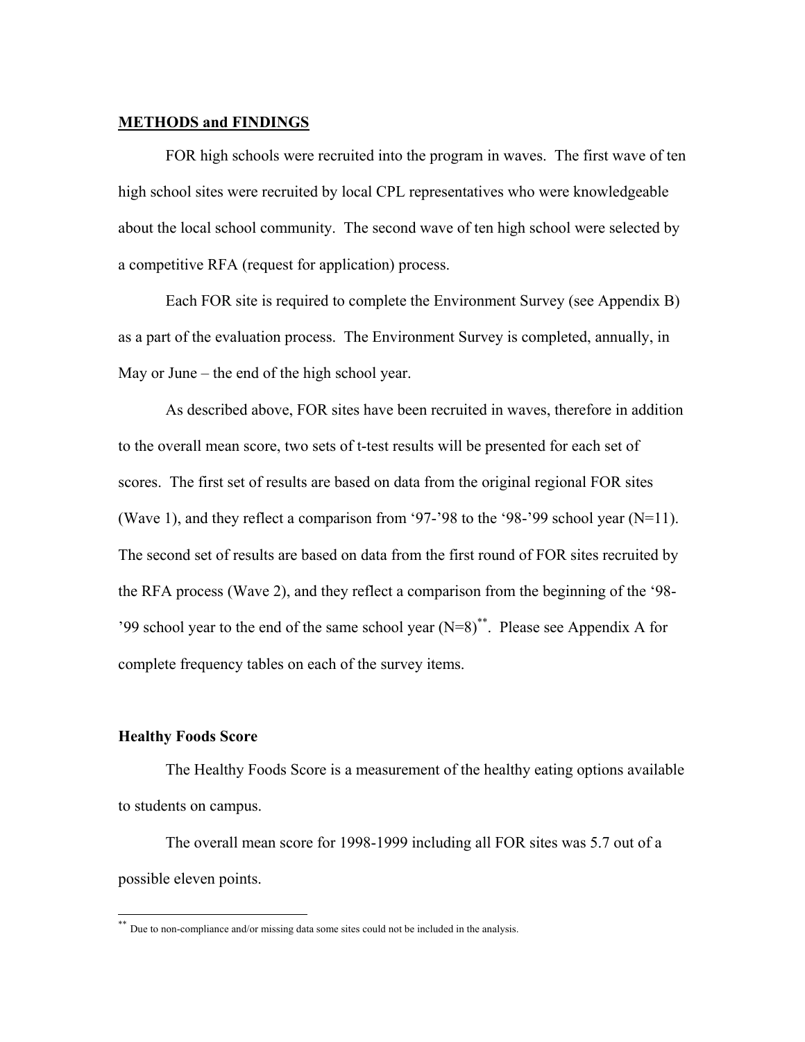## METHODS and FINDINGS

FOR high schools were recruited into the program in waves. The first wave of ten high school sites were recruited by local CPL representatives who were knowledgeable about the local school community. The second wave of ten high school were selected by a competitive RFA (request for application) process.

Each FOR site is required to complete the Environment Survey (see Appendix B) as a part of the evaluation process. The Environment Survey is completed, annually, in May or June – the end of the high school year.

As described above, FOR sites have been recruited in waves, therefore in addition to the overall mean score, two sets of t-test results will be presented for each set of scores. The first set of results are based on data from the original regional FOR sites (Wave 1), and they reflect a comparison from '97-'98 to the '98-'99 school year (N=11). The second set of results are based on data from the first round of FOR sites recruited by the RFA process (Wave 2), and they reflect a comparison from the beginning of the '98-'99 school year to the end of the same school year (N=8)[**]. Please see Appendix A for complete frequency tables on each of the survey items.

### Healthy Foods Score

The Healthy Foods Score is a measurement of the healthy eating options available to students on campus.

The overall mean score for 1998-1999 including all FOR sites was 5.7 out of a possible eleven points.

---

[**] Due to non-compliance and/or missing data some sites could not be included in the analysis.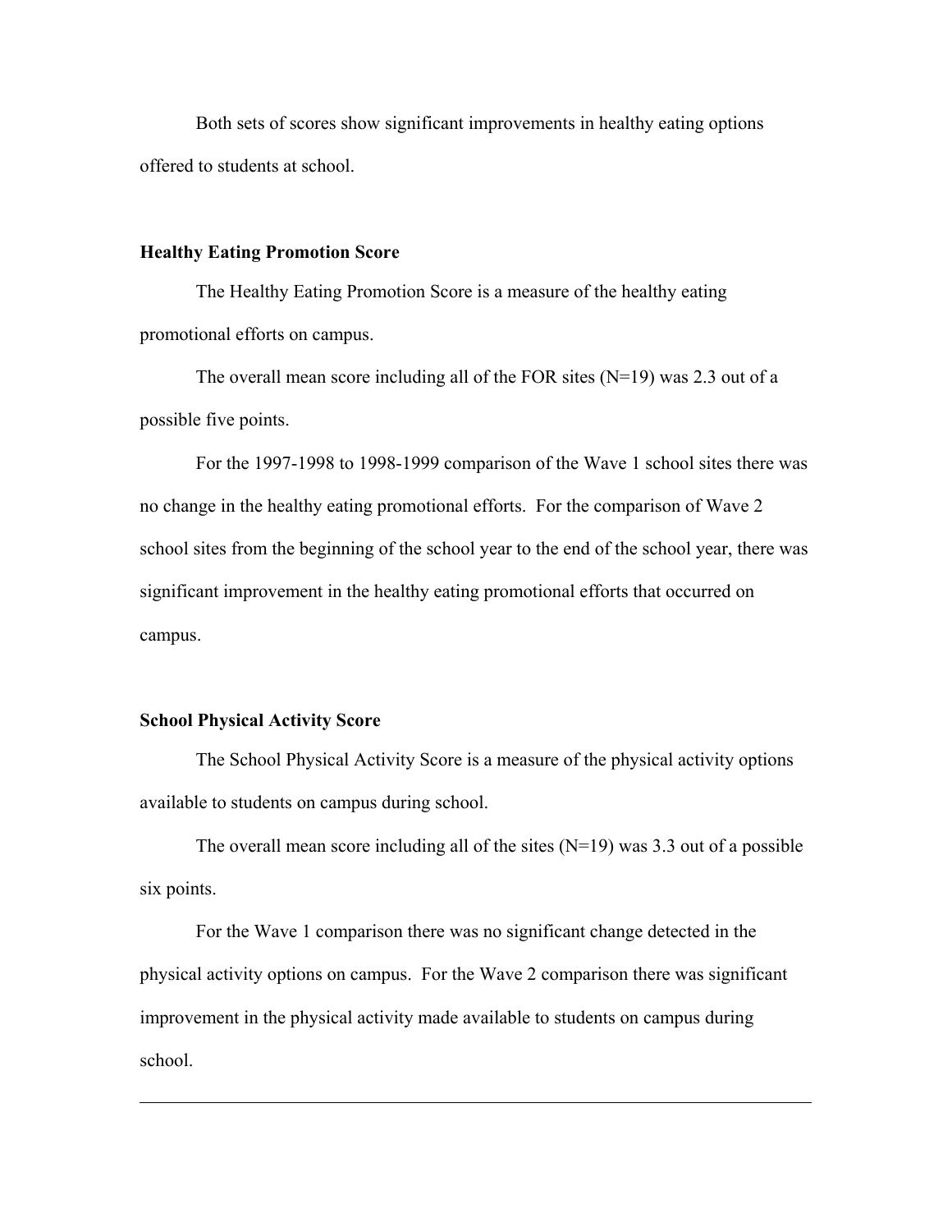Both sets of scores show significant improvements in healthy eating options offered to students at school.

### Healthy Eating Promotion Score

The Healthy Eating Promotion Score is a measure of the healthy eating promotional efforts on campus.

The overall mean score including all of the FOR sites (N=19) was 2.3 out of a possible five points.

For the 1997-1998 to 1998-1999 comparison of the Wave 1 school sites there was no change in the healthy eating promotional efforts. For the comparison of Wave 2 school sites from the beginning of the school year to the end of the school year, there was significant improvement in the healthy eating promotional efforts that occurred on campus.

### School Physical Activity Score

The School Physical Activity Score is a measure of the physical activity options available to students on campus during school.

The overall mean score including all of the sites (N=19) was 3.3 out of a possible six points.

For the Wave 1 comparison there was no significant change detected in the physical activity options on campus. For the Wave 2 comparison there was significant improvement in the physical activity made available to students on campus during school.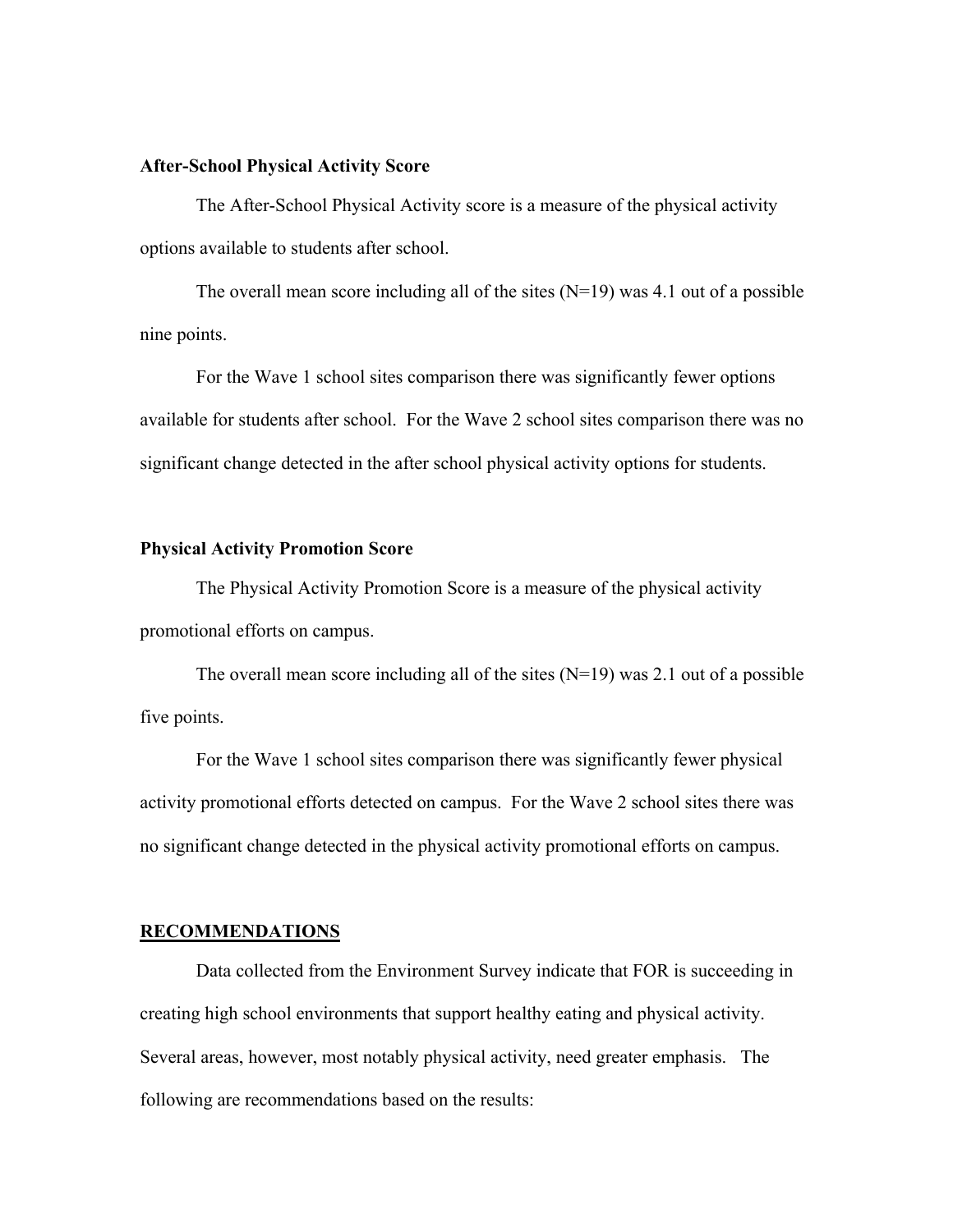### After-School Physical Activity Score

The After-School Physical Activity score is a measure of the physical activity options available to students after school.

The overall mean score including all of the sites (N=19) was 4.1 out of a possible nine points.

For the Wave 1 school sites comparison there was significantly fewer options available for students after school. For the Wave 2 school sites comparison there was no significant change detected in the after school physical activity options for students.

### Physical Activity Promotion Score

The Physical Activity Promotion Score is a measure of the physical activity promotional efforts on campus.

The overall mean score including all of the sites (N=19) was 2.1 out of a possible five points.

For the Wave 1 school sites comparison there was significantly fewer physical activity promotional efforts detected on campus. For the Wave 2 school sites there was no significant change detected in the physical activity promotional efforts on campus.

## RECOMMENDATIONS

Data collected from the Environment Survey indicate that FOR is succeeding in creating high school environments that support healthy eating and physical activity. Several areas, however, most notably physical activity, need greater emphasis. The following are recommendations based on the results: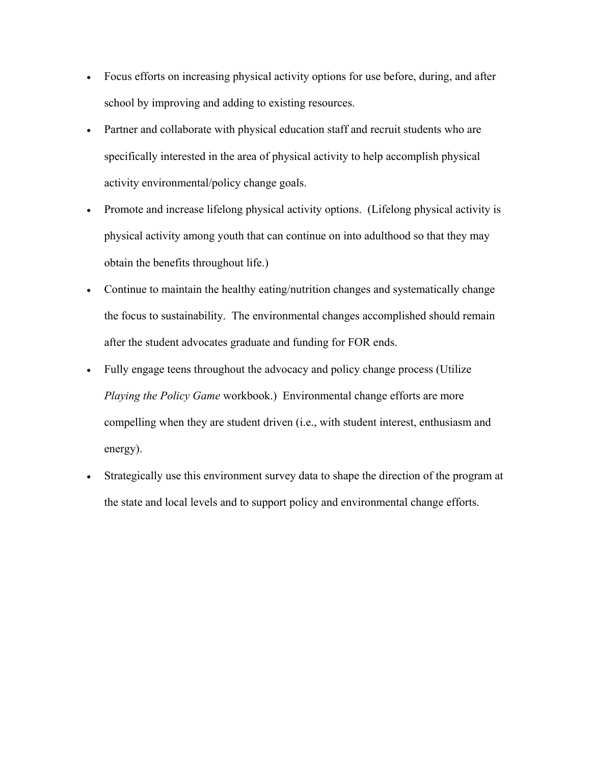- Focus efforts on increasing physical activity options for use before, during, and after school by improving and adding to existing resources.
- Partner and collaborate with physical education staff and recruit students who are specifically interested in the area of physical activity to help accomplish physical activity environmental/policy change goals.
- Promote and increase lifelong physical activity options. (Lifelong physical activity is physical activity among youth that can continue on into adulthood so that they may obtain the benefits throughout life.)
- Continue to maintain the healthy eating/nutrition changes and systematically change the focus to sustainability. The environmental changes accomplished should remain after the student advocates graduate and funding for FOR ends.
- Fully engage teens throughout the advocacy and policy change process (Utilize *Playing the Policy Game* workbook.) Environmental change efforts are more compelling when they are student driven (i.e., with student interest, enthusiasm and energy).
- Strategically use this environment survey data to shape the direction of the program at the state and local levels and to support policy and environmental change efforts.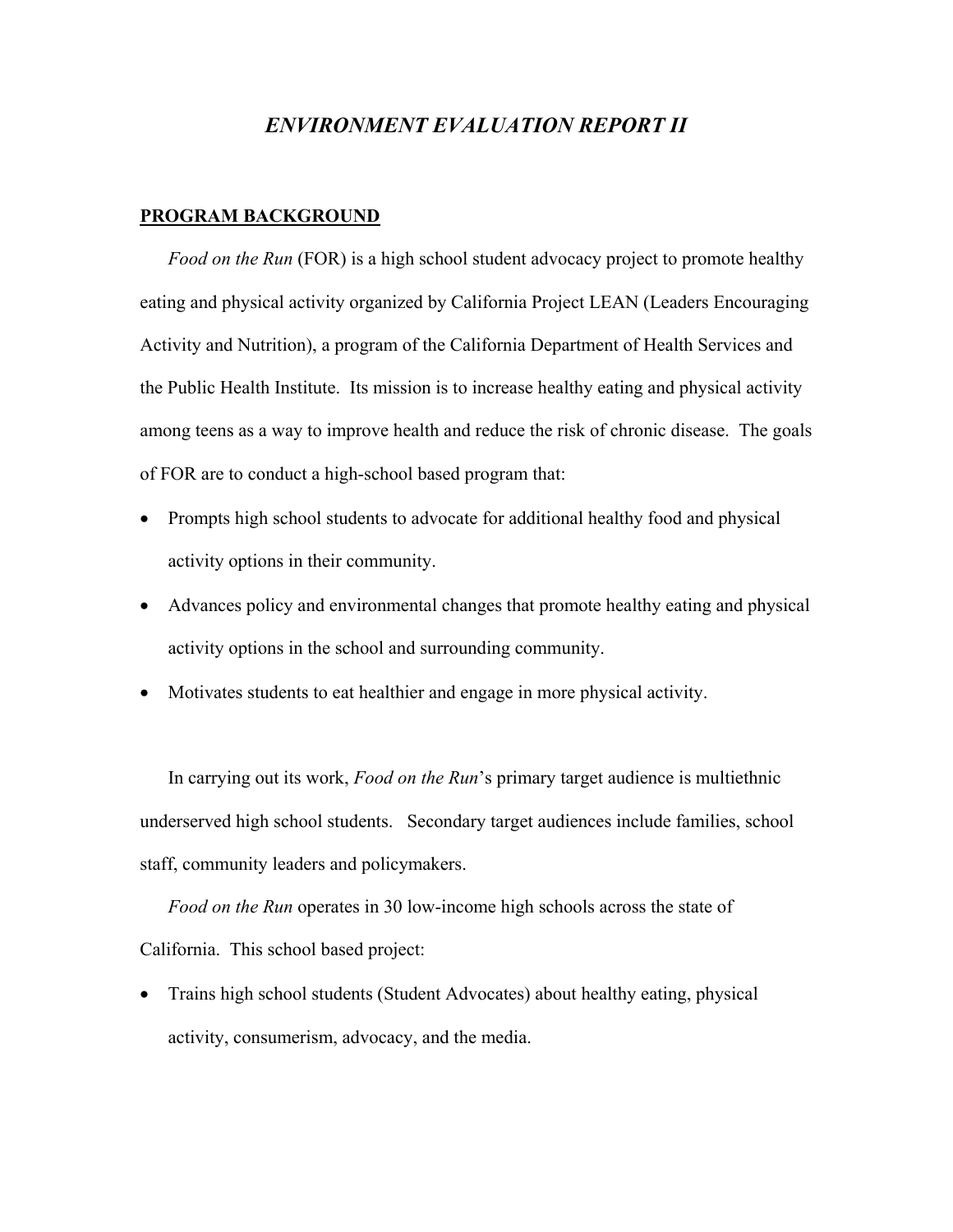# *ENVIRONMENT EVALUATION REPORT II*

## PROGRAM BACKGROUND

*Food on the Run* (FOR) is a high school student advocacy project to promote healthy eating and physical activity organized by California Project LEAN (Leaders Encouraging Activity and Nutrition), a program of the California Department of Health Services and the Public Health Institute. Its mission is to increase healthy eating and physical activity among teens as a way to improve health and reduce the risk of chronic disease. The goals of FOR are to conduct a high-school based program that:

- Prompts high school students to advocate for additional healthy food and physical activity options in their community.
- Advances policy and environmental changes that promote healthy eating and physical activity options in the school and surrounding community.
- Motivates students to eat healthier and engage in more physical activity.

In carrying out its work, *Food on the Run*'s primary target audience is multiethnic underserved high school students. Secondary target audiences include families, school staff, community leaders and policymakers.

*Food on the Run* operates in 30 low-income high schools across the state of California. This school based project:

- Trains high school students (Student Advocates) about healthy eating, physical activity, consumerism, advocacy, and the media.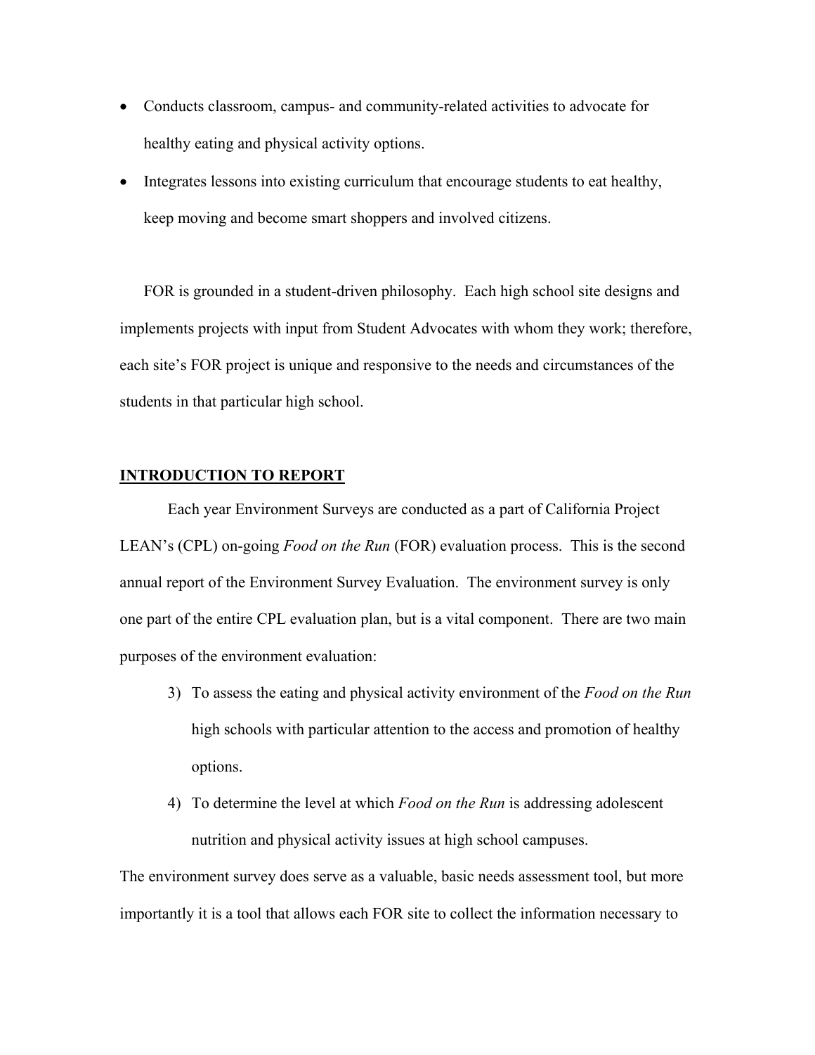- Conducts classroom, campus- and community-related activities to advocate for healthy eating and physical activity options.
- Integrates lessons into existing curriculum that encourage students to eat healthy, keep moving and become smart shoppers and involved citizens.

FOR is grounded in a student-driven philosophy. Each high school site designs and implements projects with input from Student Advocates with whom they work; therefore, each site's FOR project is unique and responsive to the needs and circumstances of the students in that particular high school.

## INTRODUCTION TO REPORT

Each year Environment Surveys are conducted as a part of California Project LEAN's (CPL) on-going *Food on the Run* (FOR) evaluation process. This is the second annual report of the Environment Survey Evaluation. The environment survey is only one part of the entire CPL evaluation plan, but is a vital component. There are two main purposes of the environment evaluation:

3) To assess the eating and physical activity environment of the *Food on the Run* high schools with particular attention to the access and promotion of healthy options.
4) To determine the level at which *Food on the Run* is addressing adolescent nutrition and physical activity issues at high school campuses.

The environment survey does serve as a valuable, basic needs assessment tool, but more importantly it is a tool that allows each FOR site to collect the information necessary to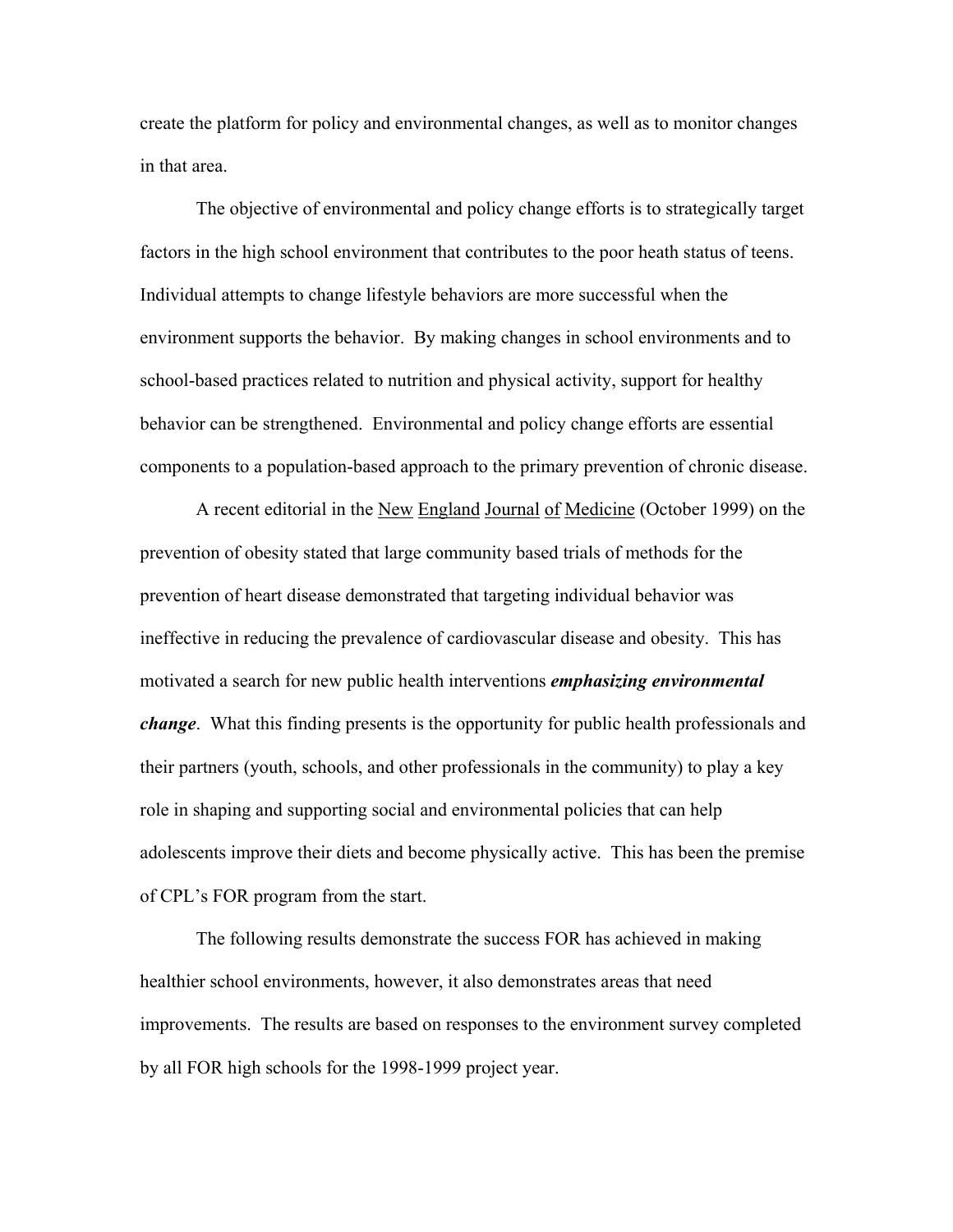create the platform for policy and environmental changes, as well as to monitor changes in that area.

The objective of environmental and policy change efforts is to strategically target factors in the high school environment that contributes to the poor heath status of teens. Individual attempts to change lifestyle behaviors are more successful when the environment supports the behavior. By making changes in school environments and to school-based practices related to nutrition and physical activity, support for healthy behavior can be strengthened. Environmental and policy change efforts are essential components to a population-based approach to the primary prevention of chronic disease.

A recent editorial in the New England Journal of Medicine (October 1999) on the prevention of obesity stated that large community based trials of methods for the prevention of heart disease demonstrated that targeting individual behavior was ineffective in reducing the prevalence of cardiovascular disease and obesity. This has motivated a search for new public health interventions ***emphasizing environmental change***. What this finding presents is the opportunity for public health professionals and their partners (youth, schools, and other professionals in the community) to play a key role in shaping and supporting social and environmental policies that can help adolescents improve their diets and become physically active. This has been the premise of CPL's FOR program from the start.

The following results demonstrate the success FOR has achieved in making healthier school environments, however, it also demonstrates areas that need improvements. The results are based on responses to the environment survey completed by all FOR high schools for the 1998-1999 project year.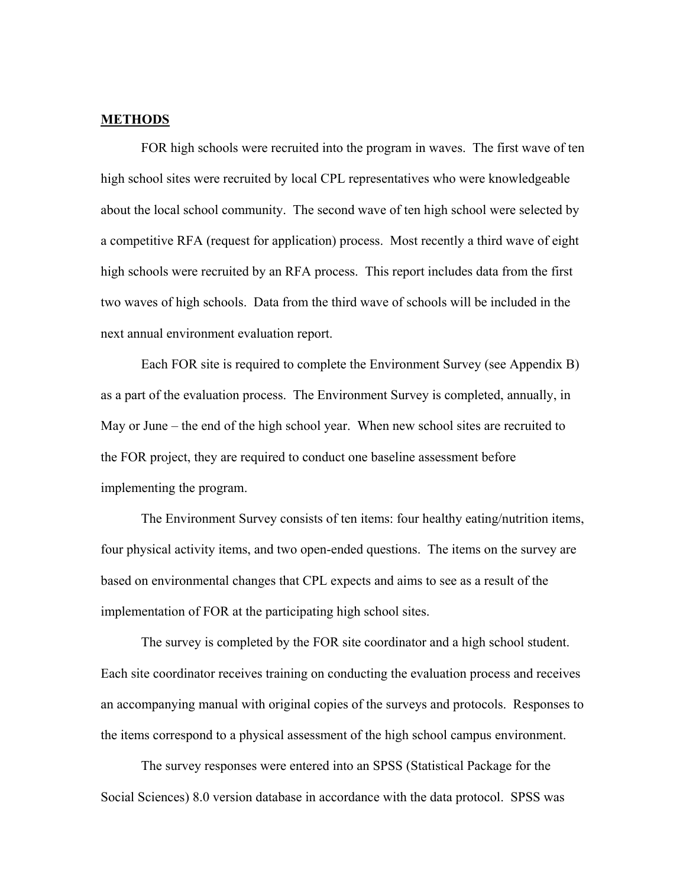**METHODS**

FOR high schools were recruited into the program in waves. The first wave of ten high school sites were recruited by local CPL representatives who were knowledgeable about the local school community. The second wave of ten high school were selected by a competitive RFA (request for application) process. Most recently a third wave of eight high schools were recruited by an RFA process. This report includes data from the first two waves of high schools. Data from the third wave of schools will be included in the next annual environment evaluation report.

Each FOR site is required to complete the Environment Survey (see Appendix B) as a part of the evaluation process. The Environment Survey is completed, annually, in May or June – the end of the high school year. When new school sites are recruited to the FOR project, they are required to conduct one baseline assessment before implementing the program.

The Environment Survey consists of ten items: four healthy eating/nutrition items, four physical activity items, and two open-ended questions. The items on the survey are based on environmental changes that CPL expects and aims to see as a result of the implementation of FOR at the participating high school sites.

The survey is completed by the FOR site coordinator and a high school student. Each site coordinator receives training on conducting the evaluation process and receives an accompanying manual with original copies of the surveys and protocols. Responses to the items correspond to a physical assessment of the high school campus environment.

The survey responses were entered into an SPSS (Statistical Package for the Social Sciences) 8.0 version database in accordance with the data protocol. SPSS was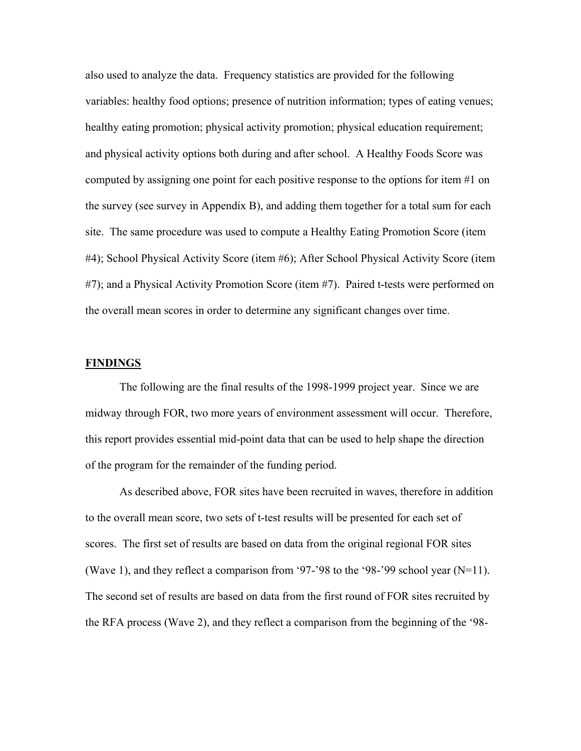also used to analyze the data. Frequency statistics are provided for the following variables: healthy food options; presence of nutrition information; types of eating venues; healthy eating promotion; physical activity promotion; physical education requirement; and physical activity options both during and after school. A Healthy Foods Score was computed by assigning one point for each positive response to the options for item #1 on the survey (see survey in Appendix B), and adding them together for a total sum for each site. The same procedure was used to compute a Healthy Eating Promotion Score (item #4); School Physical Activity Score (item #6); After School Physical Activity Score (item #7); and a Physical Activity Promotion Score (item #7). Paired t-tests were performed on the overall mean scores in order to determine any significant changes over time.

## FINDINGS

The following are the final results of the 1998-1999 project year. Since we are midway through FOR, two more years of environment assessment will occur. Therefore, this report provides essential mid-point data that can be used to help shape the direction of the program for the remainder of the funding period.

As described above, FOR sites have been recruited in waves, therefore in addition to the overall mean score, two sets of t-test results will be presented for each set of scores. The first set of results are based on data from the original regional FOR sites (Wave 1), and they reflect a comparison from '97-'98 to the '98-'99 school year (N=11). The second set of results are based on data from the first round of FOR sites recruited by the RFA process (Wave 2), and they reflect a comparison from the beginning of the '98-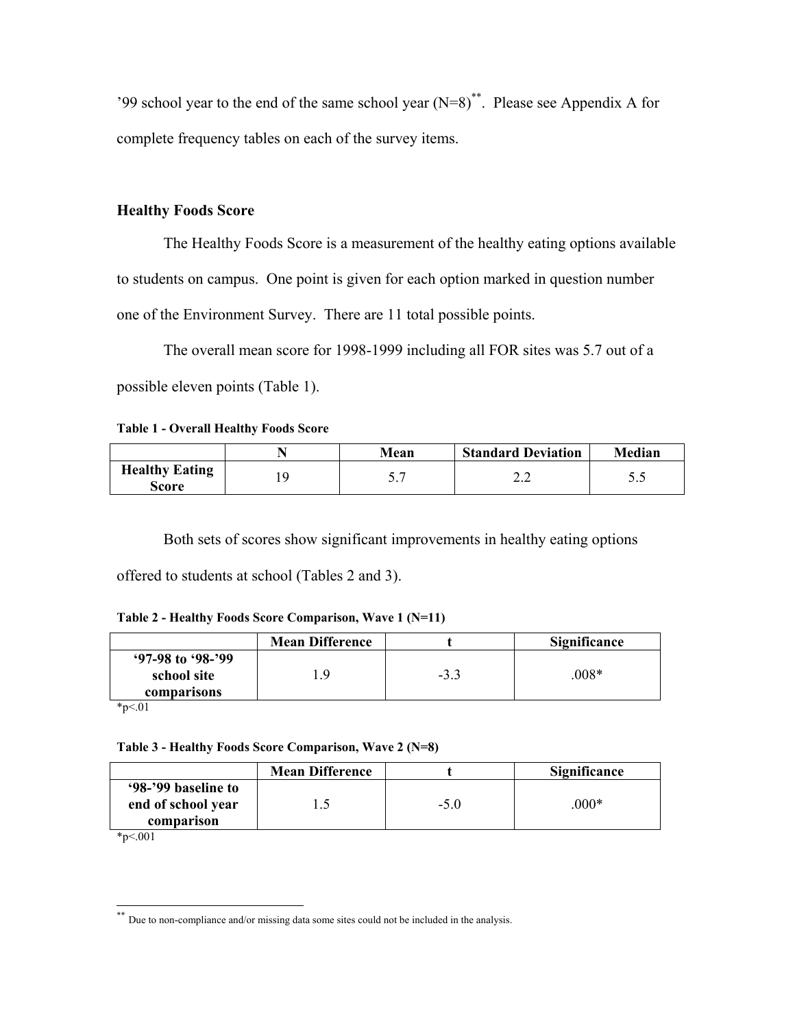’99 school year to the end of the same school year (N=8)[**]. Please see Appendix A for complete frequency tables on each of the survey items.

### Healthy Foods Score

The Healthy Foods Score is a measurement of the healthy eating options available to students on campus. One point is given for each option marked in question number one of the Environment Survey. There are 11 total possible points.

The overall mean score for 1998-1999 including all FOR sites was 5.7 out of a possible eleven points (Table 1).

**Table 1 - Overall Healthy Foods Score**

| | N | Mean | Standard Deviation | Median |
|---|---|---|---|---|
| **Healthy Eating Score** | 19 | 5.7 | 2.2 | 5.5 |

Both sets of scores show significant improvements in healthy eating options offered to students at school (Tables 2 and 3).

**Table 2 - Healthy Foods Score Comparison, Wave 1 (N=11)**

| | Mean Difference | t | Significance |
|---|---|---|---|
| **‘97-98 to ‘98-’99 school site comparisons** | 1.9 | -3.3 | .008* |

*p<.01

**Table 3 - Healthy Foods Score Comparison, Wave 2 (N=8)**

| | Mean Difference | t | Significance |
|---|---|---|---|
| **‘98-’99 baseline to end of school year comparison** | 1.5 | -5.0 | .000* |

*p<.001

---

[**] Due to non-compliance and/or missing data some sites could not be included in the analysis.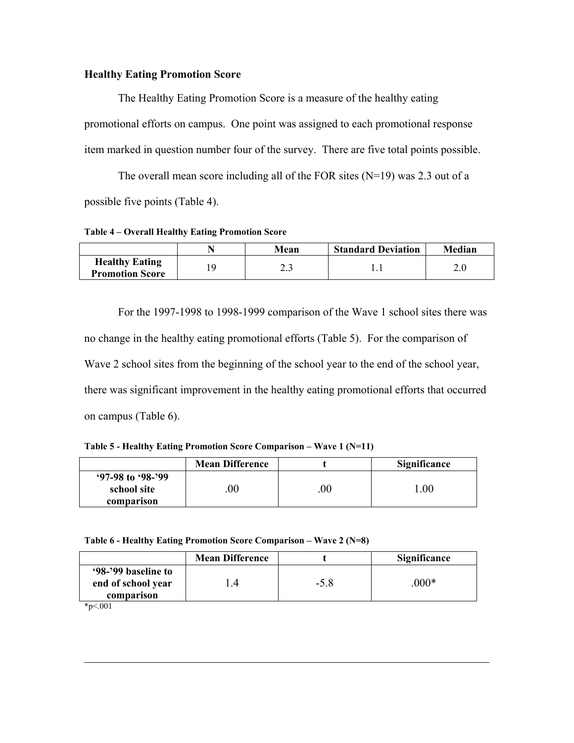### Healthy Eating Promotion Score

The Healthy Eating Promotion Score is a measure of the healthy eating promotional efforts on campus. One point was assigned to each promotional response item marked in question number four of the survey. There are five total points possible.

The overall mean score including all of the FOR sites (N=19) was 2.3 out of a possible five points (Table 4).

**Table 4 – Overall Healthy Eating Promotion Score**

| | N | Mean | Standard Deviation | Median |
|---|---|---|---|---|
| **Healthy Eating Promotion Score** | 19 | 2.3 | 1.1 | 2.0 |

For the 1997-1998 to 1998-1999 comparison of the Wave 1 school sites there was no change in the healthy eating promotional efforts (Table 5). For the comparison of Wave 2 school sites from the beginning of the school year to the end of the school year, there was significant improvement in the healthy eating promotional efforts that occurred on campus (Table 6).

**Table 5 - Healthy Eating Promotion Score Comparison – Wave 1 (N=11)**

| | Mean Difference | t | Significance |
|---|---|---|---|
| **'97-98 to '98-'99 school site comparison** | .00 | .00 | 1.00 |

**Table 6 - Healthy Eating Promotion Score Comparison – Wave 2 (N=8)**

| | Mean Difference | t | Significance |
|---|---|---|---|
| **'98-'99 baseline to end of school year comparison** | 1.4 | -5.8 | .000* |

*p<.001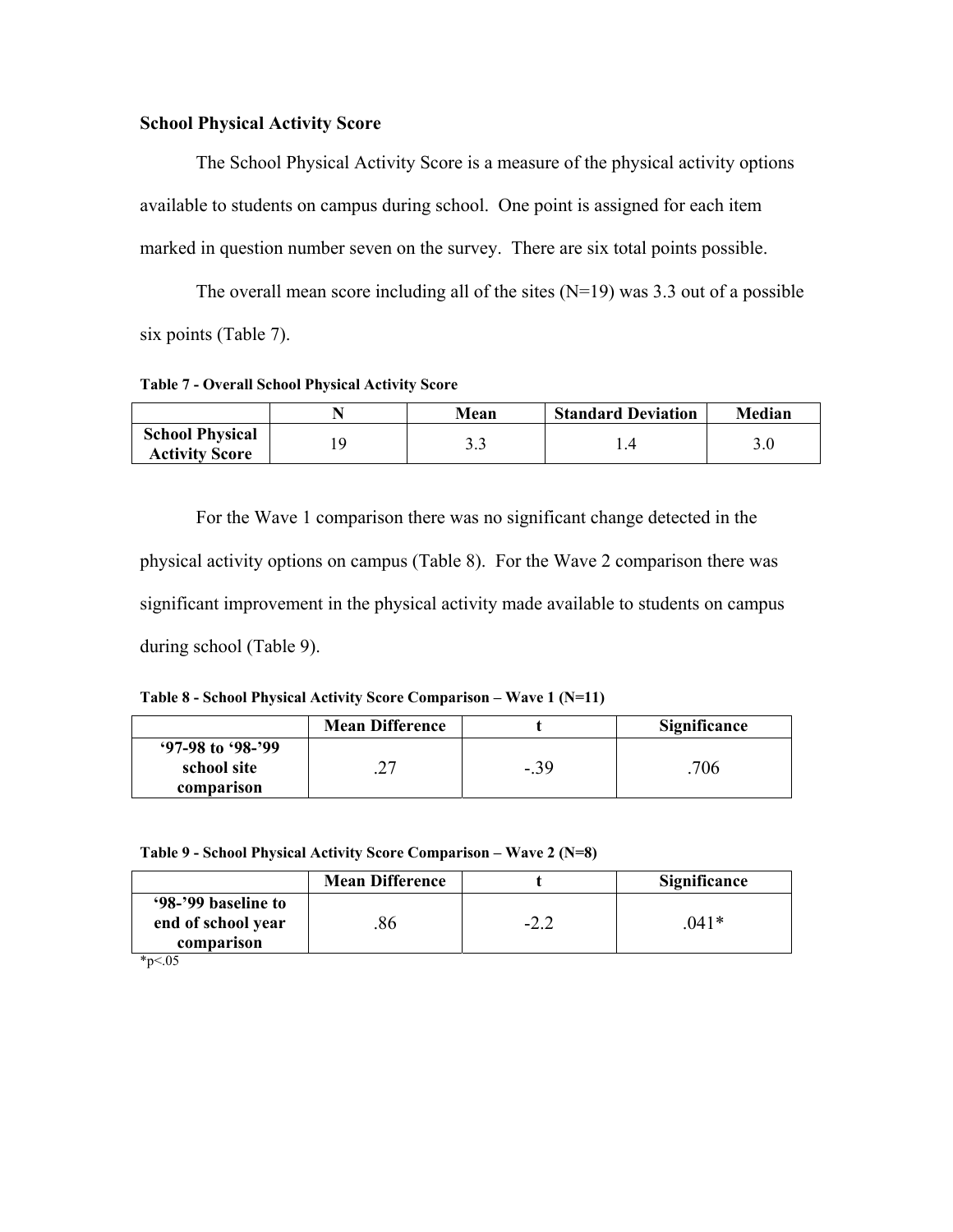### School Physical Activity Score

The School Physical Activity Score is a measure of the physical activity options available to students on campus during school. One point is assigned for each item marked in question number seven on the survey. There are six total points possible.

The overall mean score including all of the sites (N=19) was 3.3 out of a possible six points (Table 7).

**Table 7 - Overall School Physical Activity Score**

| | N | Mean | Standard Deviation | Median |
|---|---|---|---|---|
| **School Physical Activity Score** | 19 | 3.3 | 1.4 | 3.0 |

For the Wave 1 comparison there was no significant change detected in the physical activity options on campus (Table 8). For the Wave 2 comparison there was significant improvement in the physical activity made available to students on campus during school (Table 9).

**Table 8 - School Physical Activity Score Comparison – Wave 1 (N=11)**

| | Mean Difference | t | Significance |
|---|---|---|---|
| **'97-98 to '98-'99 school site comparison** | .27 | -.39 | .706 |

**Table 9 - School Physical Activity Score Comparison – Wave 2 (N=8)**

| | Mean Difference | t | Significance |
|---|---|---|---|
| **'98-'99 baseline to end of school year comparison** | .86 | -2.2 | .041* |

*p<.05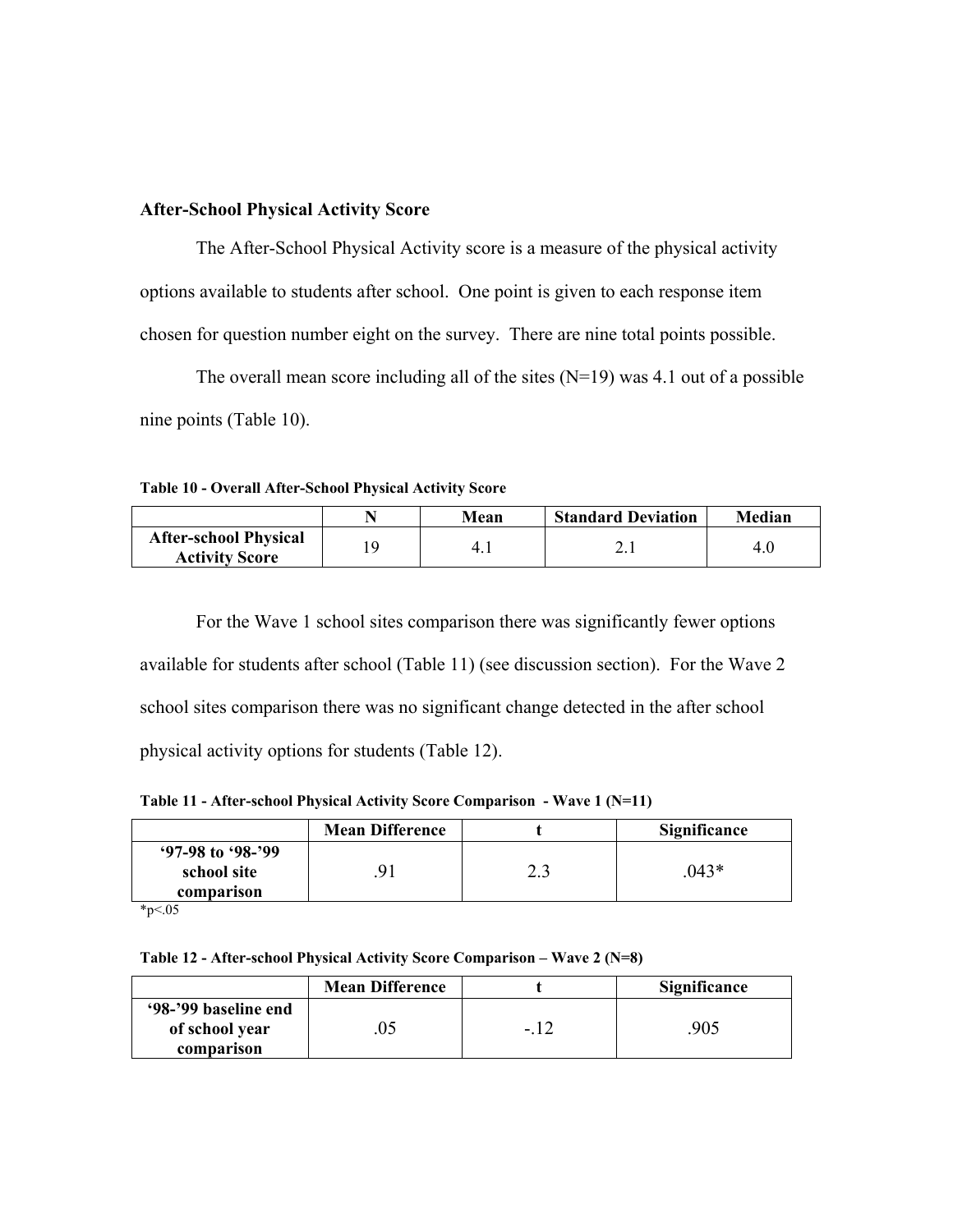### After-School Physical Activity Score

The After-School Physical Activity score is a measure of the physical activity options available to students after school. One point is given to each response item chosen for question number eight on the survey. There are nine total points possible.

The overall mean score including all of the sites (N=19) was 4.1 out of a possible nine points (Table 10).

**Table 10 - Overall After-School Physical Activity Score**

| | N | Mean | Standard Deviation | Median |
|---|---|---|---|---|
| **After-school Physical Activity Score** | 19 | 4.1 | 2.1 | 4.0 |

For the Wave 1 school sites comparison there was significantly fewer options available for students after school (Table 11) (see discussion section). For the Wave 2 school sites comparison there was no significant change detected in the after school physical activity options for students (Table 12).

**Table 11 - After-school Physical Activity Score Comparison - Wave 1 (N=11)**

| | Mean Difference | t | Significance |
|---|---|---|---|
| **'97-98 to '98-'99 school site comparison** | .91 | 2.3 | .043* |

*p<.05

**Table 12 - After-school Physical Activity Score Comparison – Wave 2 (N=8)**

| | Mean Difference | t | Significance |
|---|---|---|---|
| **'98-'99 baseline end of school year comparison** | .05 | -.12 | .905 |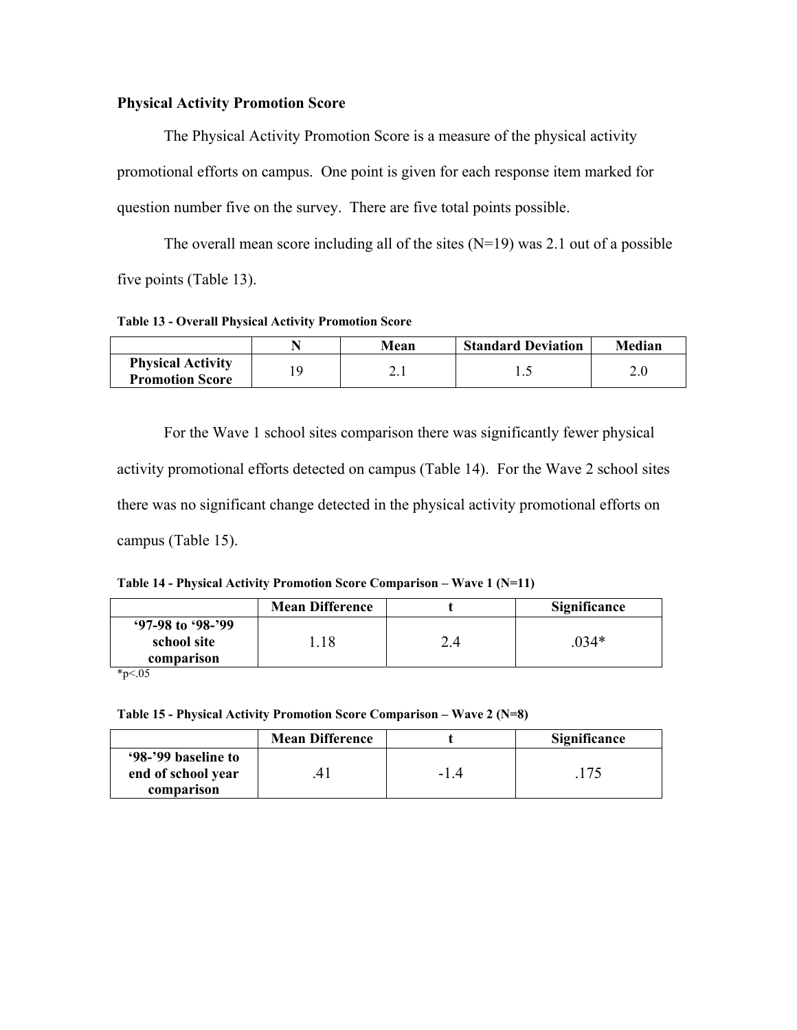### Physical Activity Promotion Score

The Physical Activity Promotion Score is a measure of the physical activity promotional efforts on campus. One point is given for each response item marked for question number five on the survey. There are five total points possible.

The overall mean score including all of the sites (N=19) was 2.1 out of a possible five points (Table 13).

**Table 13 - Overall Physical Activity Promotion Score**

| | N | Mean | Standard Deviation | Median |
|---|---|---|---|---|
| **Physical Activity Promotion Score** | 19 | 2.1 | 1.5 | 2.0 |

For the Wave 1 school sites comparison there was significantly fewer physical activity promotional efforts detected on campus (Table 14). For the Wave 2 school sites there was no significant change detected in the physical activity promotional efforts on campus (Table 15).

**Table 14 - Physical Activity Promotion Score Comparison – Wave 1 (N=11)**

| | Mean Difference | t | Significance |
|---|---|---|---|
| **'97-98 to '98-'99 school site comparison** | 1.18 | 2.4 | .034* |

*p<.05

**Table 15 - Physical Activity Promotion Score Comparison – Wave 2 (N=8)**

| | Mean Difference | t | Significance |
|---|---|---|---|
| **'98-'99 baseline to end of school year comparison** | .41 | -1.4 | .175 |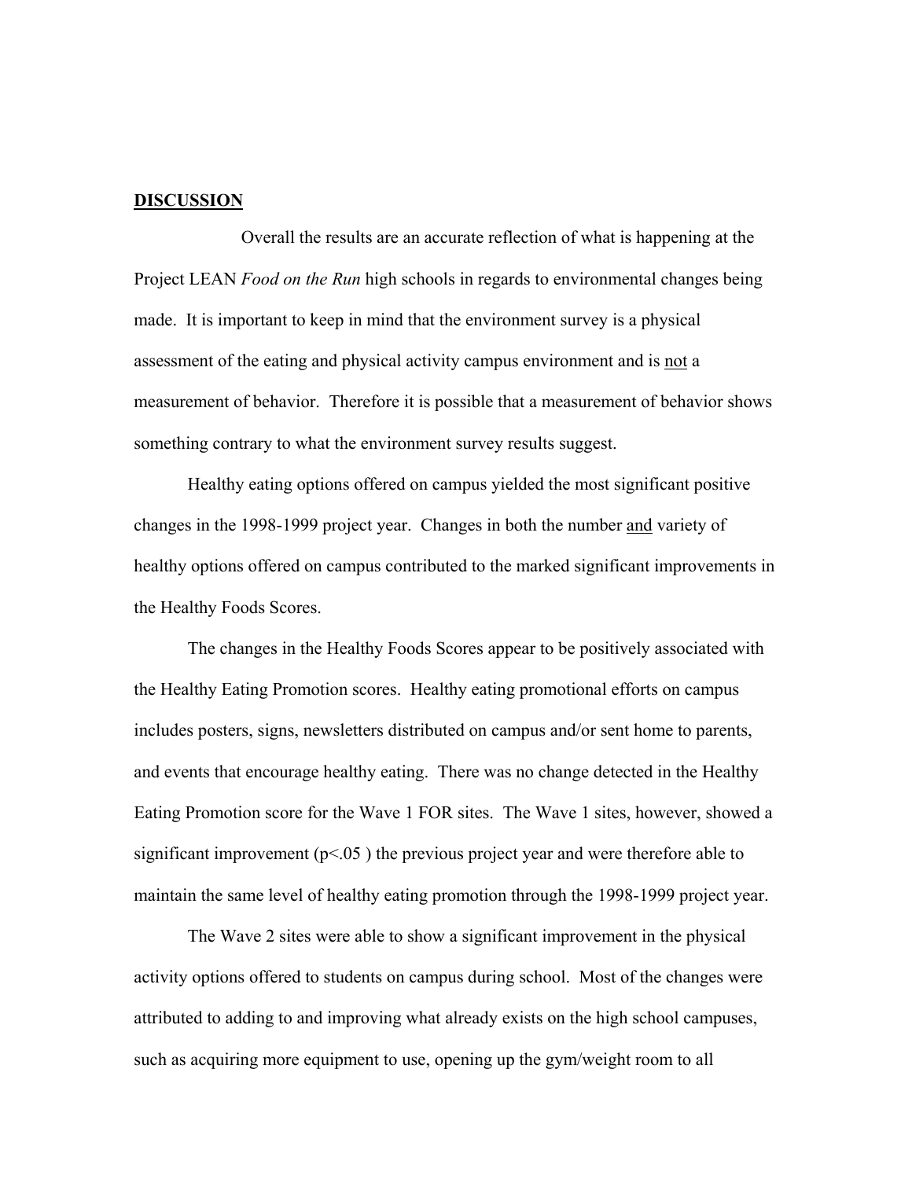## DISCUSSION

Overall the results are an accurate reflection of what is happening at the Project LEAN *Food on the Run* high schools in regards to environmental changes being made. It is important to keep in mind that the environment survey is a physical assessment of the eating and physical activity campus environment and is <u>not</u> a measurement of behavior. Therefore it is possible that a measurement of behavior shows something contrary to what the environment survey results suggest.

Healthy eating options offered on campus yielded the most significant positive changes in the 1998-1999 project year. Changes in both the number <u>and</u> variety of healthy options offered on campus contributed to the marked significant improvements in the Healthy Foods Scores.

The changes in the Healthy Foods Scores appear to be positively associated with the Healthy Eating Promotion scores. Healthy eating promotional efforts on campus includes posters, signs, newsletters distributed on campus and/or sent home to parents, and events that encourage healthy eating. There was no change detected in the Healthy Eating Promotion score for the Wave 1 FOR sites. The Wave 1 sites, however, showed a significant improvement ($p<.05$ ) the previous project year and were therefore able to maintain the same level of healthy eating promotion through the 1998-1999 project year.

The Wave 2 sites were able to show a significant improvement in the physical activity options offered to students on campus during school. Most of the changes were attributed to adding to and improving what already exists on the high school campuses, such as acquiring more equipment to use, opening up the gym/weight room to all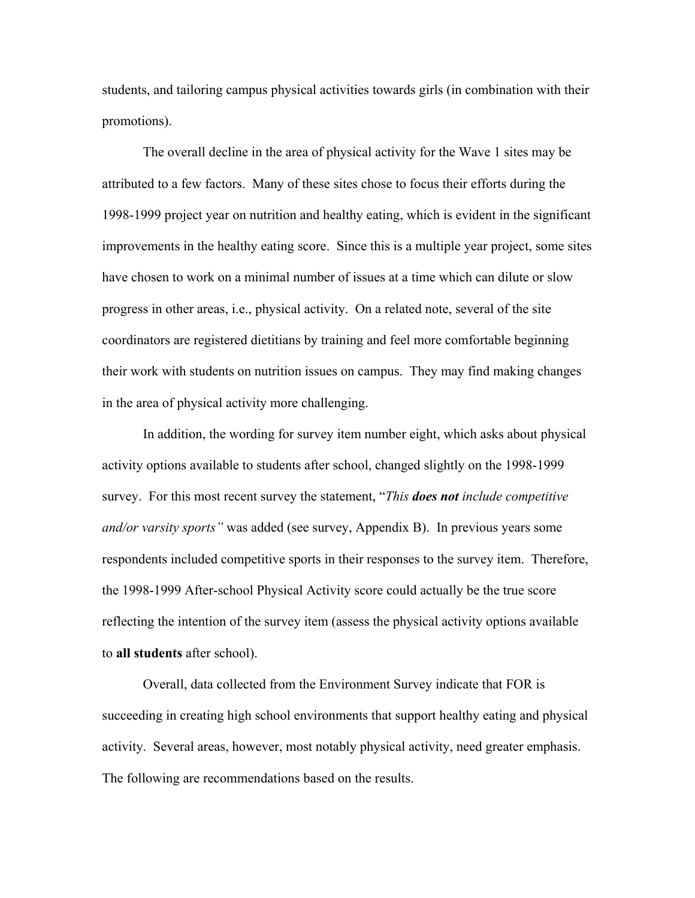students, and tailoring campus physical activities towards girls (in combination with their promotions).

The overall decline in the area of physical activity for the Wave 1 sites may be attributed to a few factors. Many of these sites chose to focus their efforts during the 1998-1999 project year on nutrition and healthy eating, which is evident in the significant improvements in the healthy eating score. Since this is a multiple year project, some sites have chosen to work on a minimal number of issues at a time which can dilute or slow progress in other areas, i.e., physical activity. On a related note, several of the site coordinators are registered dietitians by training and feel more comfortable beginning their work with students on nutrition issues on campus. They may find making changes in the area of physical activity more challenging.

In addition, the wording for survey item number eight, which asks about physical activity options available to students after school, changed slightly on the 1998-1999 survey. For this most recent survey the statement, "*This **does not** include competitive and/or varsity sports"* was added (see survey, Appendix B). In previous years some respondents included competitive sports in their responses to the survey item. Therefore, the 1998-1999 After-school Physical Activity score could actually be the true score reflecting the intention of the survey item (assess the physical activity options available to **all students** after school).

Overall, data collected from the Environment Survey indicate that FOR is succeeding in creating high school environments that support healthy eating and physical activity. Several areas, however, most notably physical activity, need greater emphasis. The following are recommendations based on the results.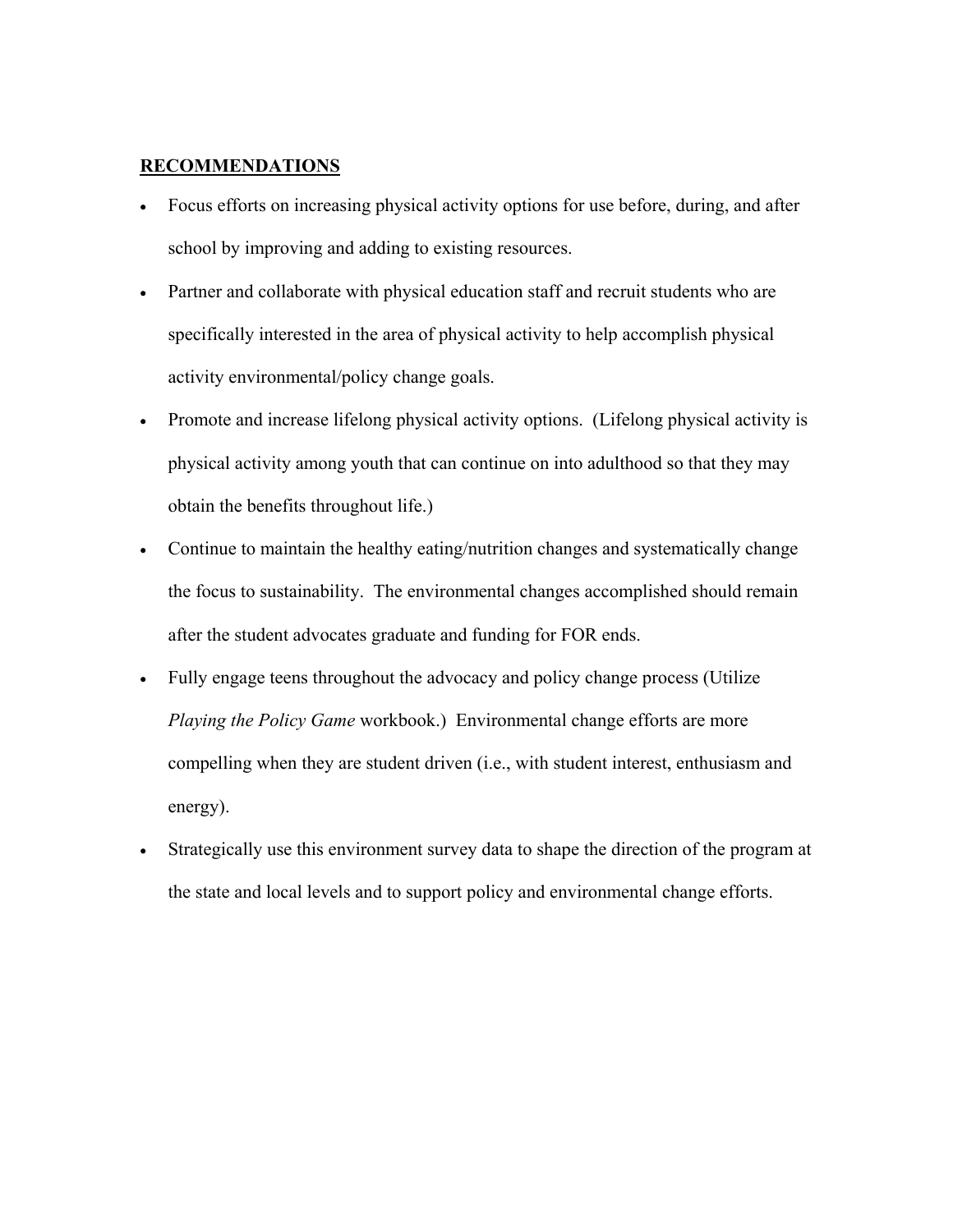## RECOMMENDATIONS

- Focus efforts on increasing physical activity options for use before, during, and after school by improving and adding to existing resources.
- Partner and collaborate with physical education staff and recruit students who are specifically interested in the area of physical activity to help accomplish physical activity environmental/policy change goals.
- Promote and increase lifelong physical activity options. (Lifelong physical activity is physical activity among youth that can continue on into adulthood so that they may obtain the benefits throughout life.)
- Continue to maintain the healthy eating/nutrition changes and systematically change the focus to sustainability. The environmental changes accomplished should remain after the student advocates graduate and funding for FOR ends.
- Fully engage teens throughout the advocacy and policy change process (Utilize *Playing the Policy Game* workbook.) Environmental change efforts are more compelling when they are student driven (i.e., with student interest, enthusiasm and energy).
- Strategically use this environment survey data to shape the direction of the program at the state and local levels and to support policy and environmental change efforts.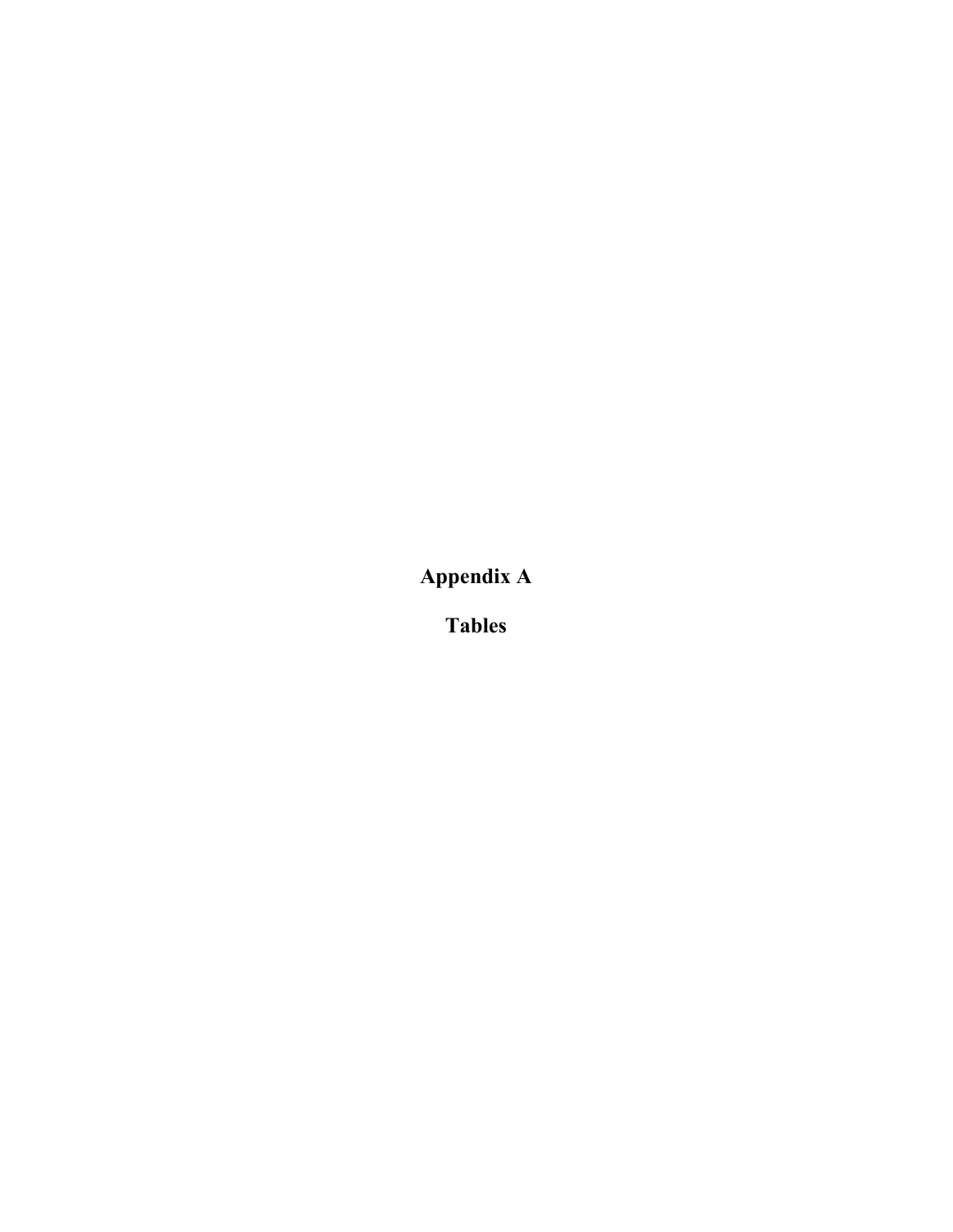# Appendix A

# Tables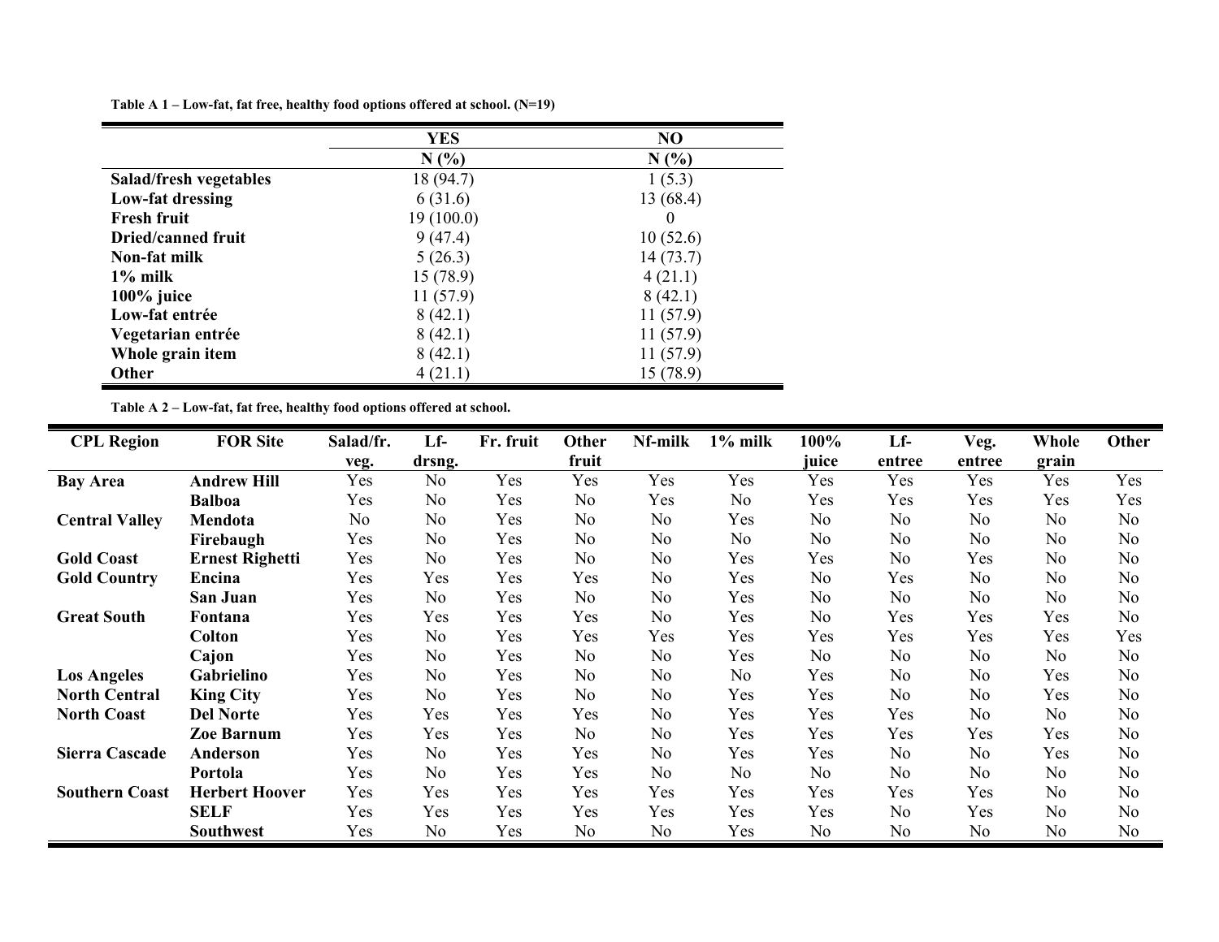**Table A 1 – Low-fat, fat free, healthy food options offered at school. (N=19)**

| | YES | NO |
|---|---|---|
| | N (%) | N (%) |
| **Salad/fresh vegetables** | 18 (94.7) | 1 (5.3) |
| **Low-fat dressing** | 6 (31.6) | 13 (68.4) |
| **Fresh fruit** | 19 (100.0) | 0 |
| **Dried/canned fruit** | 9 (47.4) | 10 (52.6) |
| **Non-fat milk** | 5 (26.3) | 14 (73.7) |
| **1% milk** | 15 (78.9) | 4 (21.1) |
| **100% juice** | 11 (57.9) | 8 (42.1) |
| **Low-fat entrée** | 8 (42.1) | 11 (57.9) |
| **Vegetarian entrée** | 8 (42.1) | 11 (57.9) |
| **Whole grain item** | 8 (42.1) | 11 (57.9) |
| **Other** | 4 (21.1) | 15 (78.9) |

**Table A 2 – Low-fat, fat free, healthy food options offered at school.**

| CPL Region | FOR Site | Salad/fr. veg. | Lf-drsng. | Fr. fruit | Other fruit | Nf-milk | 1% milk | 100% juice | Lf-entree | Veg. entree | Whole grain | Other |
|---|---|---|---|---|---|---|---|---|---|---|---|---|
| **Bay Area** | **Andrew Hill** | Yes | No | Yes | Yes | Yes | Yes | Yes | Yes | Yes | Yes | Yes |
| | **Balboa** | Yes | No | Yes | No | Yes | No | Yes | Yes | Yes | Yes | Yes |
| **Central Valley** | **Mendota** | No | No | Yes | No | No | Yes | No | No | No | No | No |
| | **Firebaugh** | Yes | No | Yes | No | No | No | No | No | No | No | No |
| **Gold Coast** | **Ernest Righetti** | Yes | No | Yes | No | No | Yes | Yes | No | Yes | No | No |
| **Gold Country** | **Encina** | Yes | Yes | Yes | Yes | No | Yes | No | Yes | No | No | No |
| | **San Juan** | Yes | No | Yes | No | No | Yes | No | No | No | No | No |
| **Great South** | **Fontana** | Yes | Yes | Yes | Yes | No | Yes | No | Yes | Yes | Yes | No |
| | **Colton** | Yes | No | Yes | Yes | Yes | Yes | Yes | Yes | Yes | Yes | Yes |
| | **Cajon** | Yes | No | Yes | No | No | Yes | No | No | No | No | No |
| **Los Angeles** | **Gabrielino** | Yes | No | Yes | No | No | No | Yes | No | No | Yes | No |
| **North Central** | **King City** | Yes | No | Yes | No | No | Yes | Yes | No | No | Yes | No |
| **North Coast** | **Del Norte** | Yes | Yes | Yes | Yes | No | Yes | Yes | Yes | No | No | No |
| | **Zoe Barnum** | Yes | Yes | Yes | No | No | Yes | Yes | Yes | Yes | Yes | No |
| **Sierra Cascade** | **Anderson** | Yes | No | Yes | Yes | No | Yes | Yes | No | No | Yes | No |
| | **Portola** | Yes | No | Yes | Yes | No | No | No | No | No | No | No |
| **Southern Coast** | **Herbert Hoover** | Yes | Yes | Yes | Yes | Yes | Yes | Yes | Yes | Yes | No | No |
| | **SELF** | Yes | Yes | Yes | Yes | Yes | Yes | Yes | No | Yes | No | No |
| | **Southwest** | Yes | No | Yes | No | No | Yes | No | No | No | No | No |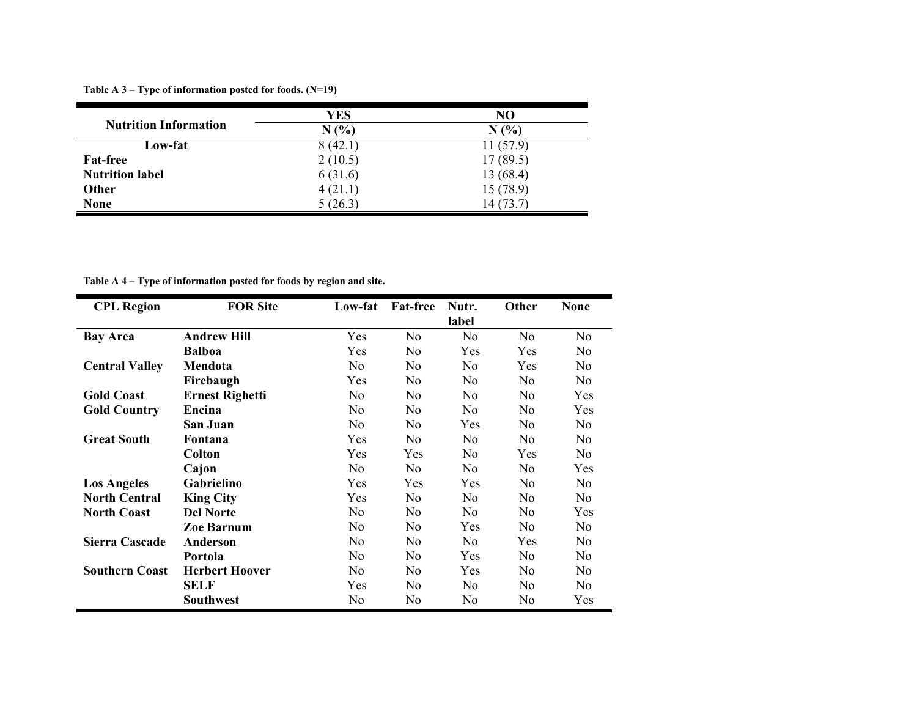**Table A 3 – Type of information posted for foods. (N=19)**

| Nutrition Information | YES | NO |
|---|---|---|
| | N (%) | N (%) |
| Low-fat | 8 (42.1) | 11 (57.9) |
| Fat-free | 2 (10.5) | 17 (89.5) |
| Nutrition label | 6 (31.6) | 13 (68.4) |
| Other | 4 (21.1) | 15 (78.9) |
| None | 5 (26.3) | 14 (73.7) |

**Table A 4 – Type of information posted for foods by region and site.**

| CPL Region | FOR Site | Low-fat | Fat-free | Nutr. label | Other | None |
|---|---|---|---|---|---|---|
| Bay Area | Andrew Hill | Yes | No | No | No | No |
| | Balboa | Yes | No | Yes | Yes | No |
| Central Valley | Mendota | No | No | No | Yes | No |
| | Firebaugh | Yes | No | No | No | No |
| Gold Coast | Ernest Righetti | No | No | No | No | Yes |
| Gold Country | Encina | No | No | No | No | Yes |
| | San Juan | No | No | Yes | No | No |
| Great South | Fontana | Yes | No | No | No | No |
| | Colton | Yes | Yes | No | Yes | No |
| | Cajon | No | No | No | No | Yes |
| Los Angeles | Gabrielino | Yes | Yes | Yes | No | No |
| North Central | King City | Yes | No | No | No | No |
| North Coast | Del Norte | No | No | No | No | Yes |
| | Zoe Barnum | No | No | Yes | No | No |
| Sierra Cascade | Anderson | No | No | No | Yes | No |
| | Portola | No | No | Yes | No | No |
| Southern Coast | Herbert Hoover | No | No | Yes | No | No |
| | SELF | Yes | No | No | No | No |
| | Southwest | No | No | No | No | Yes |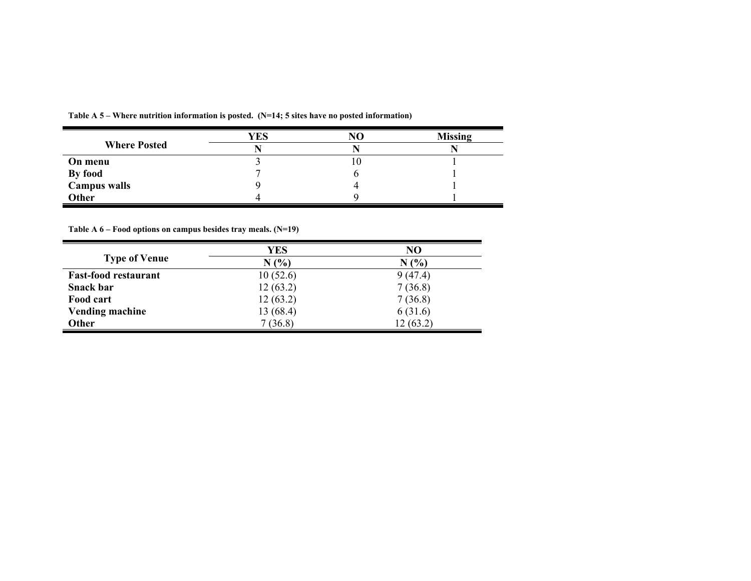**Table A 5 – Where nutrition information is posted. (N=14; 5 sites have no posted information)**

| Where Posted | YES | NO | Missing |
|---|---|---|---|
| | N | N | N |
| **On menu** | 3 | 10 | 1 |
| **By food** | 7 | 6 | 1 |
| **Campus walls** | 9 | 4 | 1 |
| **Other** | 4 | 9 | 1 |

**Table A 6 – Food options on campus besides tray meals. (N=19)**

| Type of Venue | YES | NO |
|---|---|---|
| | N (%) | N (%) |
| **Fast-food restaurant** | 10 (52.6) | 9 (47.4) |
| **Snack bar** | 12 (63.2) | 7 (36.8) |
| **Food cart** | 12 (63.2) | 7 (36.8) |
| **Vending machine** | 13 (68.4) | 6 (31.6) |
| **Other** | 7 (36.8) | 12 (63.2) |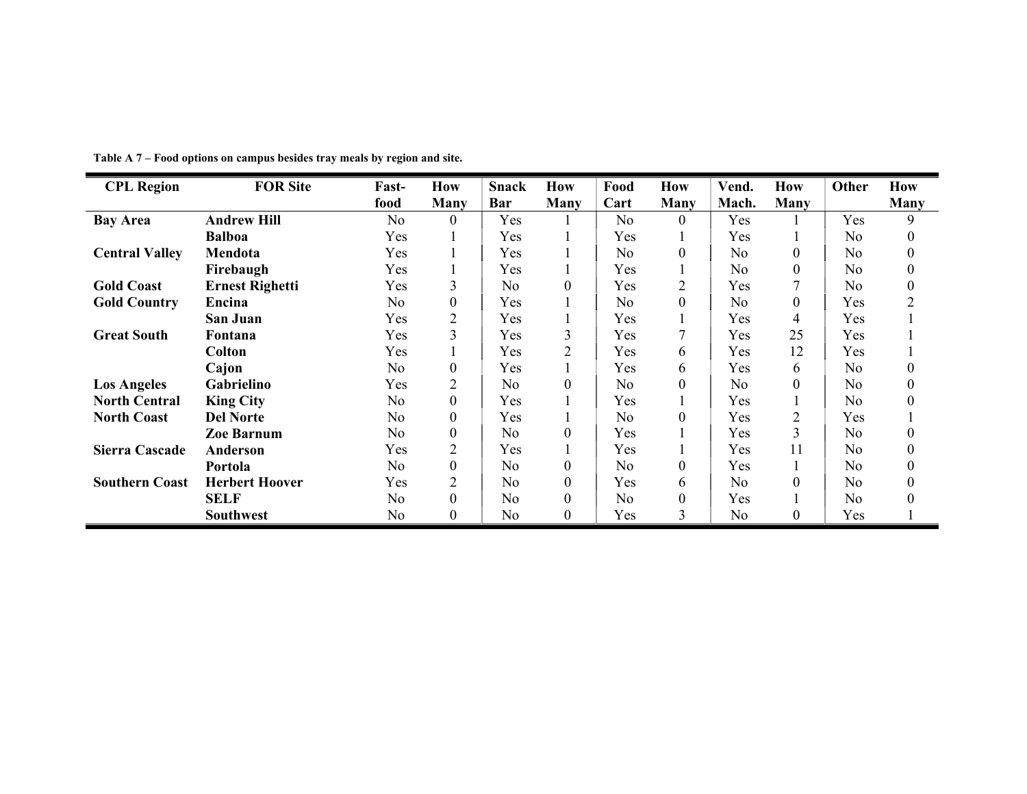**Table A 7 – Food options on campus besides tray meals by region and site.**

| CPL Region | FOR Site | Fast-food | How Many | Snack Bar | How Many | Food Cart | How Many | Vend. Mach. | How Many | Other | How Many |
|---|---|---|---|---|---|---|---|---|---|---|---|
| **Bay Area** | **Andrew Hill** | No | 0 | Yes | 1 | No | 0 | Yes | 1 | Yes | 9 |
| | **Balboa** | Yes | 1 | Yes | 1 | Yes | 1 | Yes | 1 | No | 0 |
| **Central Valley** | **Mendota** | Yes | 1 | Yes | 1 | No | 0 | No | 0 | No | 0 |
| | **Firebaugh** | Yes | 1 | Yes | 1 | Yes | 1 | No | 0 | No | 0 |
| **Gold Coast** | **Ernest Righetti** | Yes | 3 | No | 0 | Yes | 2 | Yes | 7 | No | 0 |
| **Gold Country** | **Encina** | No | 0 | Yes | 1 | No | 0 | No | 0 | Yes | 2 |
| | **San Juan** | Yes | 2 | Yes | 1 | Yes | 1 | Yes | 4 | Yes | 1 |
| **Great South** | **Fontana** | Yes | 3 | Yes | 3 | Yes | 7 | Yes | 25 | Yes | 1 |
| | **Colton** | Yes | 1 | Yes | 2 | Yes | 6 | Yes | 12 | Yes | 1 |
| | **Cajon** | No | 0 | Yes | 1 | Yes | 6 | Yes | 6 | No | 0 |
| **Los Angeles** | **Gabrielino** | Yes | 2 | No | 0 | No | 0 | No | 0 | No | 0 |
| **North Central** | **King City** | No | 0 | Yes | 1 | Yes | 1 | Yes | 1 | No | 0 |
| **North Coast** | **Del Norte** | No | 0 | Yes | 1 | No | 0 | Yes | 2 | Yes | 1 |
| | **Zoe Barnum** | No | 0 | No | 0 | Yes | 1 | Yes | 3 | No | 0 |
| **Sierra Cascade** | **Anderson** | Yes | 2 | Yes | 1 | Yes | 1 | Yes | 11 | No | 0 |
| | **Portola** | No | 0 | No | 0 | No | 0 | Yes | 1 | No | 0 |
| **Southern Coast** | **Herbert Hoover** | Yes | 2 | No | 0 | Yes | 6 | No | 0 | No | 0 |
| | **SELF** | No | 0 | No | 0 | No | 0 | Yes | 1 | No | 0 |
| | **Southwest** | No | 0 | No | 0 | Yes | 3 | No | 0 | Yes | 1 |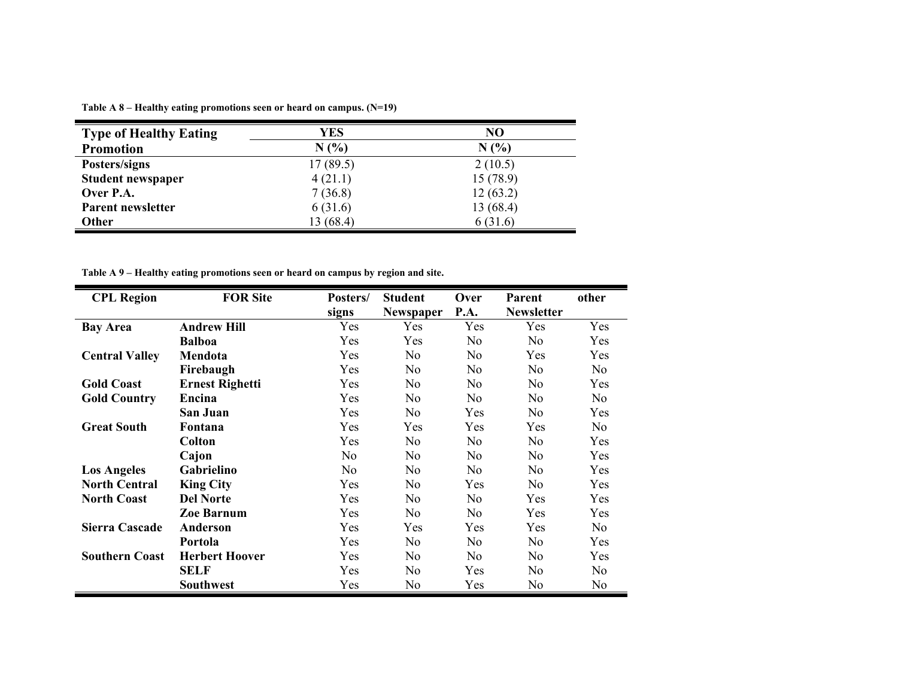**Table A 8 – Healthy eating promotions seen or heard on campus. (N=19)**

| Type of Healthy Eating Promotion | YES | NO |
|---|---|---|
| | N (%) | N (%) |
| **Posters/signs** | 17 (89.5) | 2 (10.5) |
| **Student newspaper** | 4 (21.1) | 15 (78.9) |
| **Over P.A.** | 7 (36.8) | 12 (63.2) |
| **Parent newsletter** | 6 (31.6) | 13 (68.4) |
| **Other** | 13 (68.4) | 6 (31.6) |

**Table A 9 – Healthy eating promotions seen or heard on campus by region and site.**

| CPL Region | FOR Site | Posters/ signs | Student Newspaper | Over P.A. | Parent Newsletter | other |
|---|---|---|---|---|---|---|
| **Bay Area** | **Andrew Hill** | Yes | Yes | Yes | Yes | Yes |
| | **Balboa** | Yes | Yes | No | No | Yes |
| **Central Valley** | **Mendota** | Yes | No | No | Yes | Yes |
| | **Firebaugh** | Yes | No | No | No | No |
| **Gold Coast** | **Ernest Righetti** | Yes | No | No | No | Yes |
| **Gold Country** | **Encina** | Yes | No | No | No | No |
| | **San Juan** | Yes | No | Yes | No | Yes |
| **Great South** | **Fontana** | Yes | Yes | Yes | Yes | No |
| | **Colton** | Yes | No | No | No | Yes |
| | **Cajon** | No | No | No | No | Yes |
| **Los Angeles** | **Gabrielino** | No | No | No | No | Yes |
| **North Central** | **King City** | Yes | No | Yes | No | Yes |
| **North Coast** | **Del Norte** | Yes | No | No | Yes | Yes |
| | **Zoe Barnum** | Yes | No | No | Yes | Yes |
| **Sierra Cascade** | **Anderson** | Yes | Yes | Yes | Yes | No |
| | **Portola** | Yes | No | No | No | Yes |
| **Southern Coast** | **Herbert Hoover** | Yes | No | No | No | Yes |
| | **SELF** | Yes | No | Yes | No | No |
| | **Southwest** | Yes | No | Yes | No | No |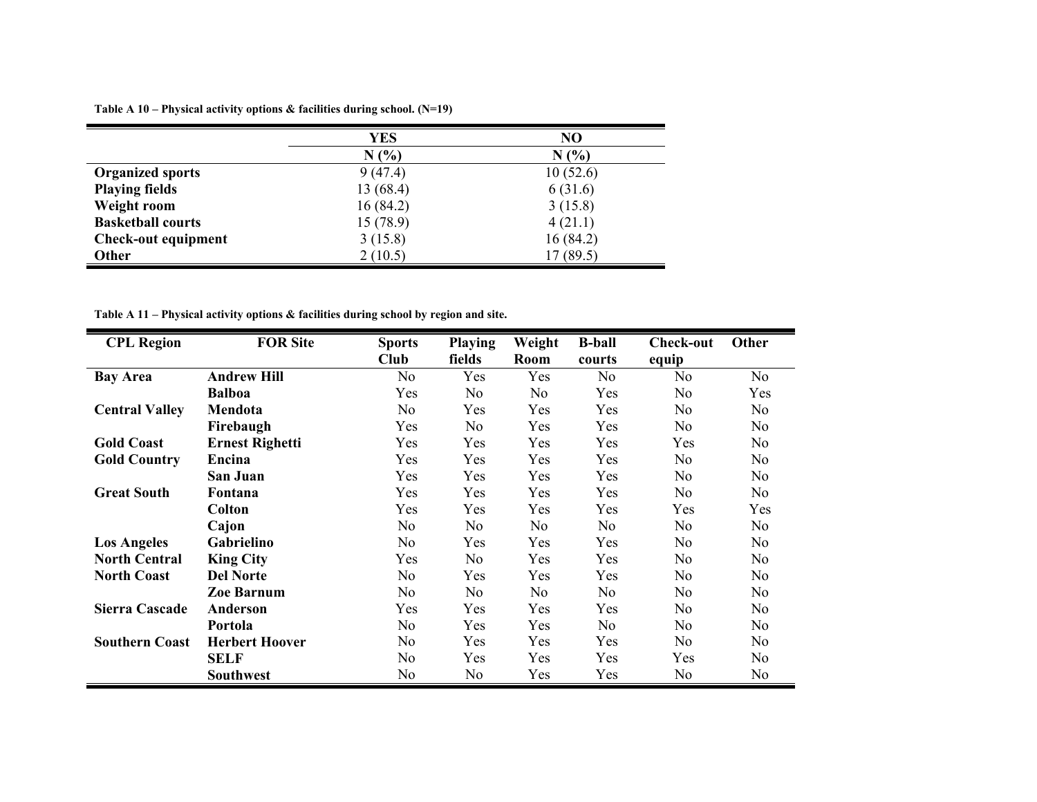**Table A 10 – Physical activity options & facilities during school. (N=19)**

| | YES | NO |
|---|---|---|
| | N (%) | N (%) |
| **Organized sports** | 9 (47.4) | 10 (52.6) |
| **Playing fields** | 13 (68.4) | 6 (31.6) |
| **Weight room** | 16 (84.2) | 3 (15.8) |
| **Basketball courts** | 15 (78.9) | 4 (21.1) |
| **Check-out equipment** | 3 (15.8) | 16 (84.2) |
| **Other** | 2 (10.5) | 17 (89.5) |

**Table A 11 – Physical activity options & facilities during school by region and site.**

| CPL Region | FOR Site | Sports Club | Playing fields | Weight Room | B-ball courts | Check-out equip | Other |
|---|---|---|---|---|---|---|---|
| **Bay Area** | **Andrew Hill** | No | Yes | Yes | No | No | No |
| | **Balboa** | Yes | No | No | Yes | No | Yes |
| **Central Valley** | **Mendota** | No | Yes | Yes | Yes | No | No |
| | **Firebaugh** | Yes | No | Yes | Yes | No | No |
| **Gold Coast** | **Ernest Righetti** | Yes | Yes | Yes | Yes | Yes | No |
| **Gold Country** | **Encina** | Yes | Yes | Yes | Yes | No | No |
| | **San Juan** | Yes | Yes | Yes | Yes | No | No |
| **Great South** | **Fontana** | Yes | Yes | Yes | Yes | No | No |
| | **Colton** | Yes | Yes | Yes | Yes | Yes | Yes |
| | **Cajon** | No | No | No | No | No | No |
| **Los Angeles** | **Gabrielino** | No | Yes | Yes | Yes | No | No |
| **North Central** | **King City** | Yes | No | Yes | Yes | No | No |
| **North Coast** | **Del Norte** | No | Yes | Yes | Yes | No | No |
| | **Zoe Barnum** | No | No | No | No | No | No |
| **Sierra Cascade** | **Anderson** | Yes | Yes | Yes | Yes | No | No |
| | **Portola** | No | Yes | Yes | No | No | No |
| **Southern Coast** | **Herbert Hoover** | No | Yes | Yes | Yes | No | No |
| | **SELF** | No | Yes | Yes | Yes | Yes | No |
| | **Southwest** | No | No | Yes | Yes | No | No |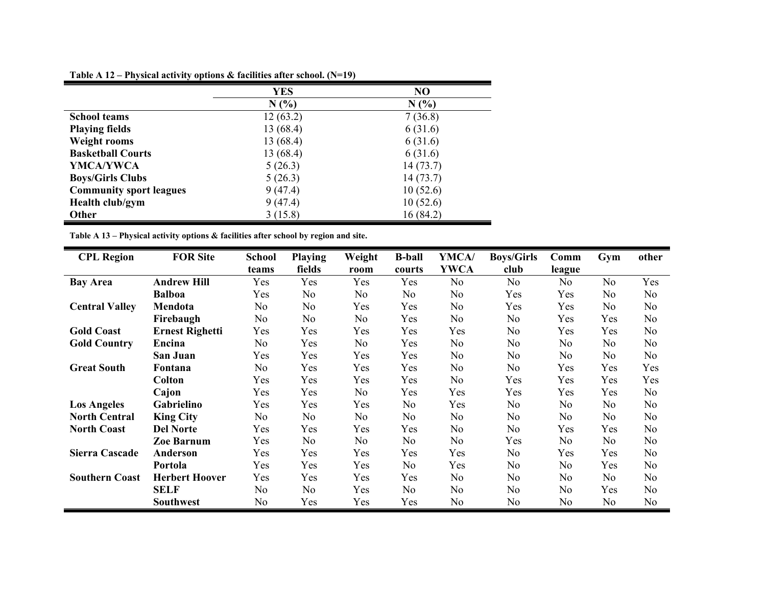**Table A 12 – Physical activity options & facilities after school. (N=19)**

| | YES | NO |
|---|---|---|
| | N (%) | N (%) |
| **School teams** | 12 (63.2) | 7 (36.8) |
| **Playing fields** | 13 (68.4) | 6 (31.6) |
| **Weight rooms** | 13 (68.4) | 6 (31.6) |
| **Basketball Courts** | 13 (68.4) | 6 (31.6) |
| **YMCA/YWCA** | 5 (26.3) | 14 (73.7) |
| **Boys/Girls Clubs** | 5 (26.3) | 14 (73.7) |
| **Community sport leagues** | 9 (47.4) | 10 (52.6) |
| **Health club/gym** | 9 (47.4) | 10 (52.6) |
| **Other** | 3 (15.8) | 16 (84.2) |

**Table A 13 – Physical activity options & facilities after school by region and site.**

| CPL Region | FOR Site | School teams | Playing fields | Weight room | B-ball courts | YMCA/ YWCA | Boys/Girls club | Comm league | Gym | other |
|---|---|---|---|---|---|---|---|---|---|---|
| **Bay Area** | **Andrew Hill** | Yes | Yes | Yes | Yes | No | No | No | No | Yes |
| | **Balboa** | Yes | No | No | No | No | Yes | Yes | No | No |
| **Central Valley** | **Mendota** | No | No | Yes | Yes | No | Yes | Yes | No | No |
| | **Firebaugh** | No | No | No | Yes | No | No | Yes | Yes | No |
| **Gold Coast** | **Ernest Righetti** | Yes | Yes | Yes | Yes | Yes | No | Yes | Yes | No |
| **Gold Country** | **Encina** | No | Yes | No | Yes | No | No | No | No | No |
| | **San Juan** | Yes | Yes | Yes | Yes | No | No | No | No | No |
| **Great South** | **Fontana** | No | Yes | Yes | Yes | No | No | Yes | Yes | Yes |
| | **Colton** | Yes | Yes | Yes | Yes | No | Yes | Yes | Yes | Yes |
| | **Cajon** | Yes | Yes | No | Yes | Yes | Yes | Yes | Yes | No |
| **Los Angeles** | **Gabrielino** | Yes | Yes | Yes | No | Yes | No | No | No | No |
| **North Central** | **King City** | No | No | No | No | No | No | No | No | No |
| **North Coast** | **Del Norte** | Yes | Yes | Yes | Yes | No | No | Yes | Yes | No |
| | **Zoe Barnum** | Yes | No | No | No | No | Yes | No | No | No |
| **Sierra Cascade** | **Anderson** | Yes | Yes | Yes | Yes | Yes | No | Yes | Yes | No |
| | **Portola** | Yes | Yes | Yes | No | Yes | No | No | Yes | No |
| **Southern Coast** | **Herbert Hoover** | Yes | Yes | Yes | Yes | No | No | No | No | No |
| | **SELF** | No | No | Yes | No | No | No | No | Yes | No |
| | **Southwest** | No | Yes | Yes | Yes | No | No | No | No | No |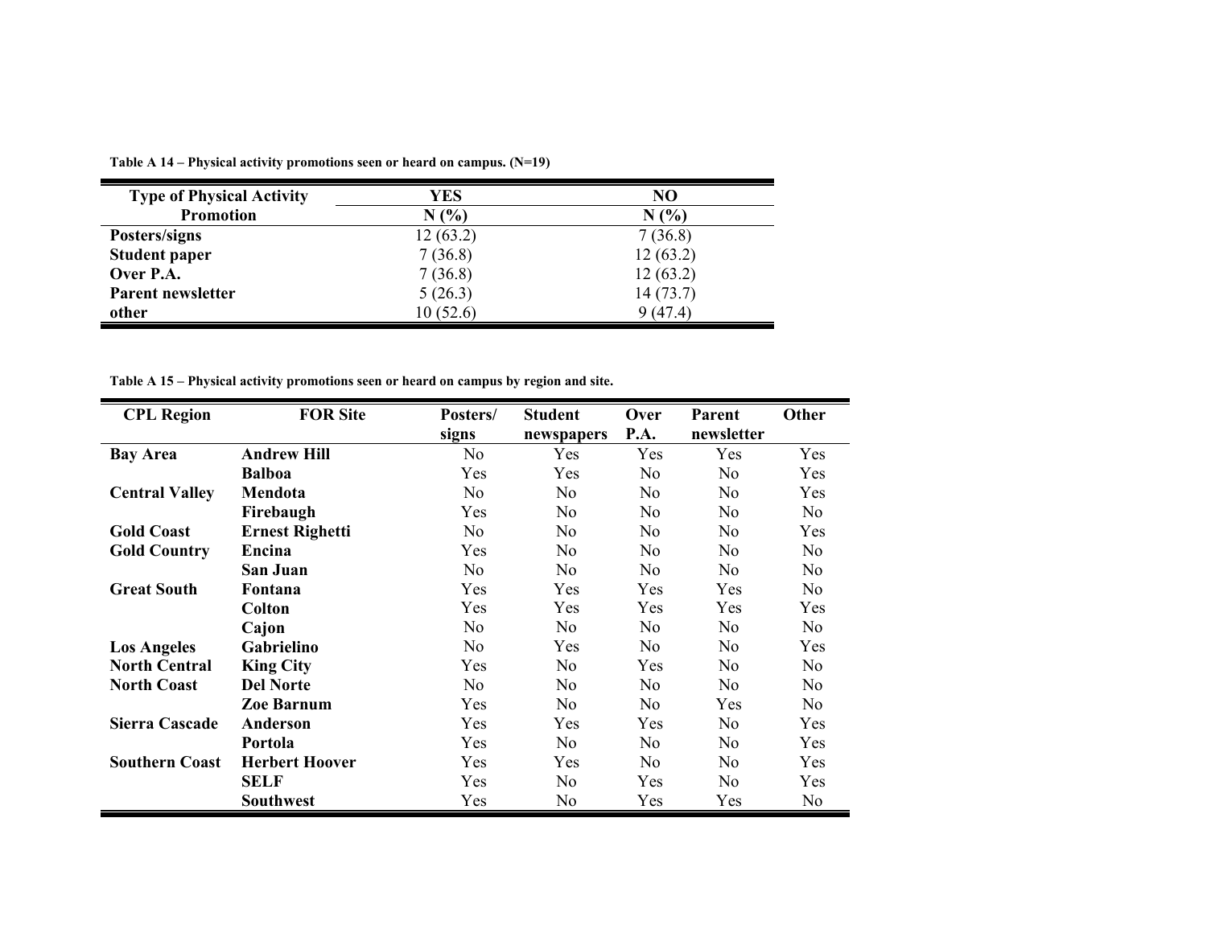**Table A 14 – Physical activity promotions seen or heard on campus. (N=19)**

| Type of Physical Activity Promotion | YES N (%) | NO N (%) |
|---|---|---|
| **Posters/signs** | 12 (63.2) | 7 (36.8) |
| **Student paper** | 7 (36.8) | 12 (63.2) |
| **Over P.A.** | 7 (36.8) | 12 (63.2) |
| **Parent newsletter** | 5 (26.3) | 14 (73.7) |
| **other** | 10 (52.6) | 9 (47.4) |

**Table A 15 – Physical activity promotions seen or heard on campus by region and site.**

| CPL Region | FOR Site | Posters/ signs | Student newspapers | Over P.A. | Parent newsletter | Other |
|---|---|---|---|---|---|---|
| **Bay Area** | **Andrew Hill** | No | Yes | Yes | Yes | Yes |
| | **Balboa** | Yes | Yes | No | No | Yes |
| **Central Valley** | **Mendota** | No | No | No | No | Yes |
| | **Firebaugh** | Yes | No | No | No | No |
| **Gold Coast** | **Ernest Righetti** | No | No | No | No | Yes |
| **Gold Country** | **Encina** | Yes | No | No | No | No |
| | **San Juan** | No | No | No | No | No |
| **Great South** | **Fontana** | Yes | Yes | Yes | Yes | No |
| | **Colton** | Yes | Yes | Yes | Yes | Yes |
| | **Cajon** | No | No | No | No | No |
| **Los Angeles** | **Gabrielino** | No | Yes | No | No | Yes |
| **North Central** | **King City** | Yes | No | Yes | No | No |
| **North Coast** | **Del Norte** | No | No | No | No | No |
| | **Zoe Barnum** | Yes | No | No | Yes | No |
| **Sierra Cascade** | **Anderson** | Yes | Yes | Yes | No | Yes |
| | **Portola** | Yes | No | No | No | Yes |
| **Southern Coast** | **Herbert Hoover** | Yes | Yes | No | No | Yes |
| | **SELF** | Yes | No | Yes | No | Yes |
| | **Southwest** | Yes | No | Yes | Yes | No |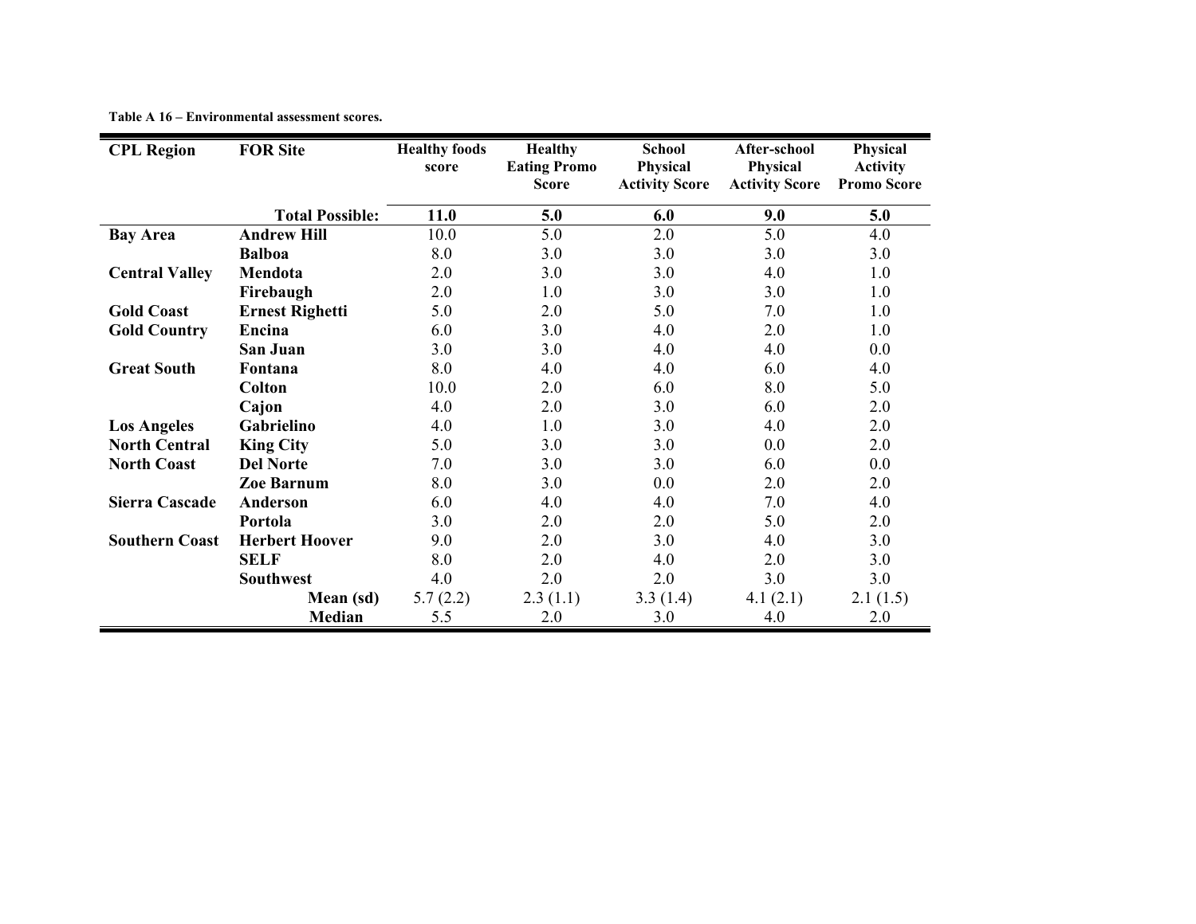**Table A 16 – Environmental assessment scores.**

| CPL Region | FOR Site | Healthy foods score | Healthy Eating Promo Score | School Physical Activity Score | After-school Physical Activity Score | Physical Activity Promo Score |
|---|---|---|---|---|---|---|
| | **Total Possible:** | **11.0** | **5.0** | **6.0** | **9.0** | **5.0** |
| **Bay Area** | **Andrew Hill** | 10.0 | 5.0 | 2.0 | 5.0 | 4.0 |
| | **Balboa** | 8.0 | 3.0 | 3.0 | 3.0 | 3.0 |
| **Central Valley** | **Mendota** | 2.0 | 3.0 | 3.0 | 4.0 | 1.0 |
| | **Firebaugh** | 2.0 | 1.0 | 3.0 | 3.0 | 1.0 |
| **Gold Coast** | **Ernest Righetti** | 5.0 | 2.0 | 5.0 | 7.0 | 1.0 |
| **Gold Country** | **Encina** | 6.0 | 3.0 | 4.0 | 2.0 | 1.0 |
| | **San Juan** | 3.0 | 3.0 | 4.0 | 4.0 | 0.0 |
| **Great South** | **Fontana** | 8.0 | 4.0 | 4.0 | 6.0 | 4.0 |
| | **Colton** | 10.0 | 2.0 | 6.0 | 8.0 | 5.0 |
| | **Cajon** | 4.0 | 2.0 | 3.0 | 6.0 | 2.0 |
| **Los Angeles** | **Gabrielino** | 4.0 | 1.0 | 3.0 | 4.0 | 2.0 |
| **North Central** | **King City** | 5.0 | 3.0 | 3.0 | 0.0 | 2.0 |
| **North Coast** | **Del Norte** | 7.0 | 3.0 | 3.0 | 6.0 | 0.0 |
| | **Zoe Barnum** | 8.0 | 3.0 | 0.0 | 2.0 | 2.0 |
| **Sierra Cascade** | **Anderson** | 6.0 | 4.0 | 4.0 | 7.0 | 4.0 |
| | **Portola** | 3.0 | 2.0 | 2.0 | 5.0 | 2.0 |
| **Southern Coast** | **Herbert Hoover** | 9.0 | 2.0 | 3.0 | 4.0 | 3.0 |
| | **SELF** | 8.0 | 2.0 | 4.0 | 2.0 | 3.0 |
| | **Southwest** | 4.0 | 2.0 | 2.0 | 3.0 | 3.0 |
| | **Mean (sd)** | 5.7 (2.2) | 2.3 (1.1) | 3.3 (1.4) | 4.1 (2.1) | 2.1 (1.5) |
| | **Median** | 5.5 | 2.0 | 3.0 | 4.0 | 2.0 |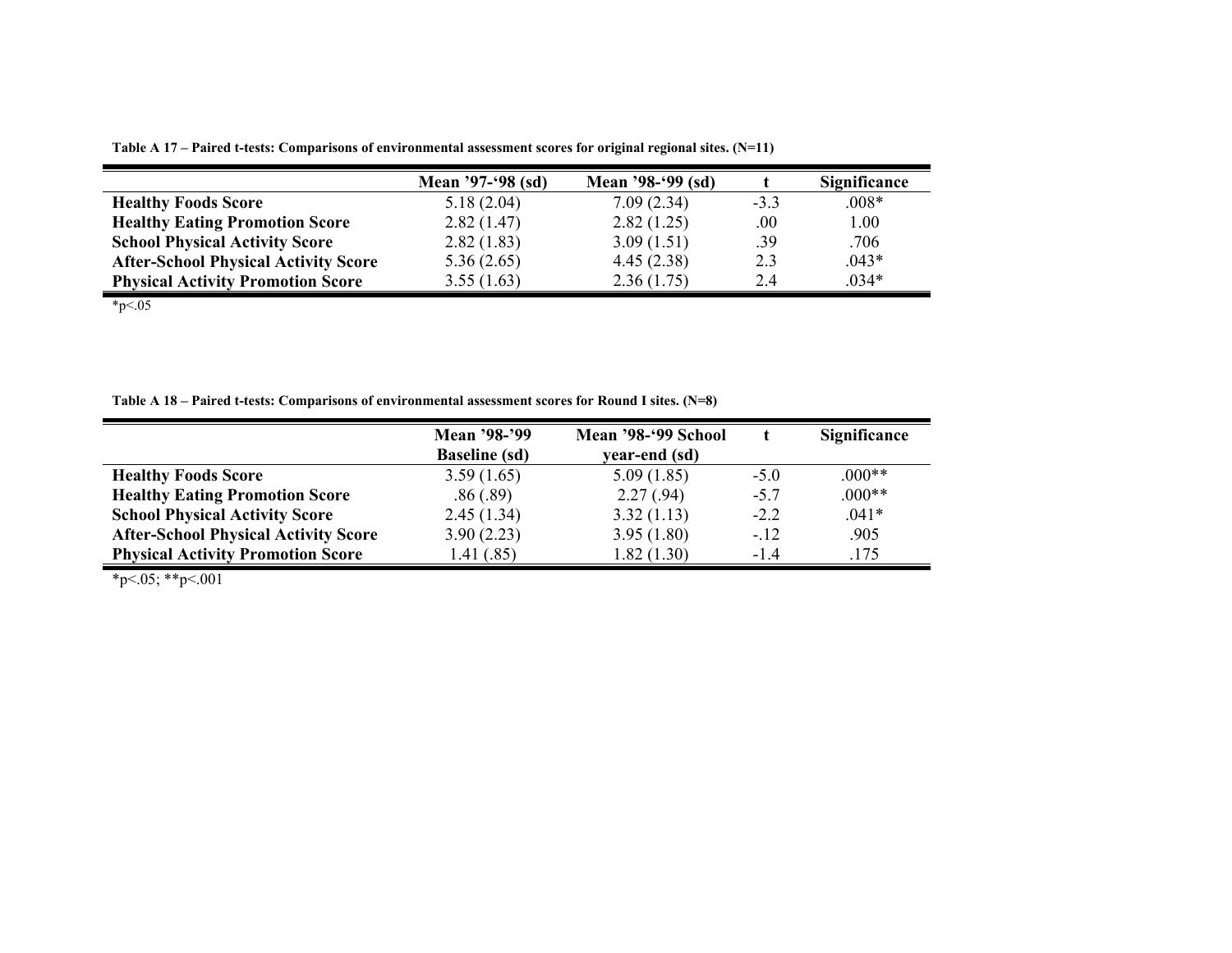**Table A 17 – Paired t-tests: Comparisons of environmental assessment scores for original regional sites. (N=11)**

| | Mean '97-'98 (sd) | Mean '98-'99 (sd) | t | Significance |
|---|---|---|---|---|
| **Healthy Foods Score** | 5.18 (2.04) | 7.09 (2.34) | -3.3 | .008* |
| **Healthy Eating Promotion Score** | 2.82 (1.47) | 2.82 (1.25) | .00 | 1.00 |
| **School Physical Activity Score** | 2.82 (1.83) | 3.09 (1.51) | .39 | .706 |
| **After-School Physical Activity Score** | 5.36 (2.65) | 4.45 (2.38) | 2.3 | .043* |
| **Physical Activity Promotion Score** | 3.55 (1.63) | 2.36 (1.75) | 2.4 | .034* |

*p<.05

**Table A 18 – Paired t-tests: Comparisons of environmental assessment scores for Round I sites. (N=8)**

| | Mean '98-'99 Baseline (sd) | Mean '98-'99 School year-end (sd) | t | Significance |
|---|---|---|---|---|
| **Healthy Foods Score** | 3.59 (1.65) | 5.09 (1.85) | -5.0 | .000** |
| **Healthy Eating Promotion Score** | .86 (.89) | 2.27 (.94) | -5.7 | .000** |
| **School Physical Activity Score** | 2.45 (1.34) | 3.32 (1.13) | -2.2 | .041* |
| **After-School Physical Activity Score** | 3.90 (2.23) | 3.95 (1.80) | -.12 | .905 |
| **Physical Activity Promotion Score** | 1.41 (.85) | 1.82 (1.30) | -1.4 | .175 |

*p<.05; **p<.001